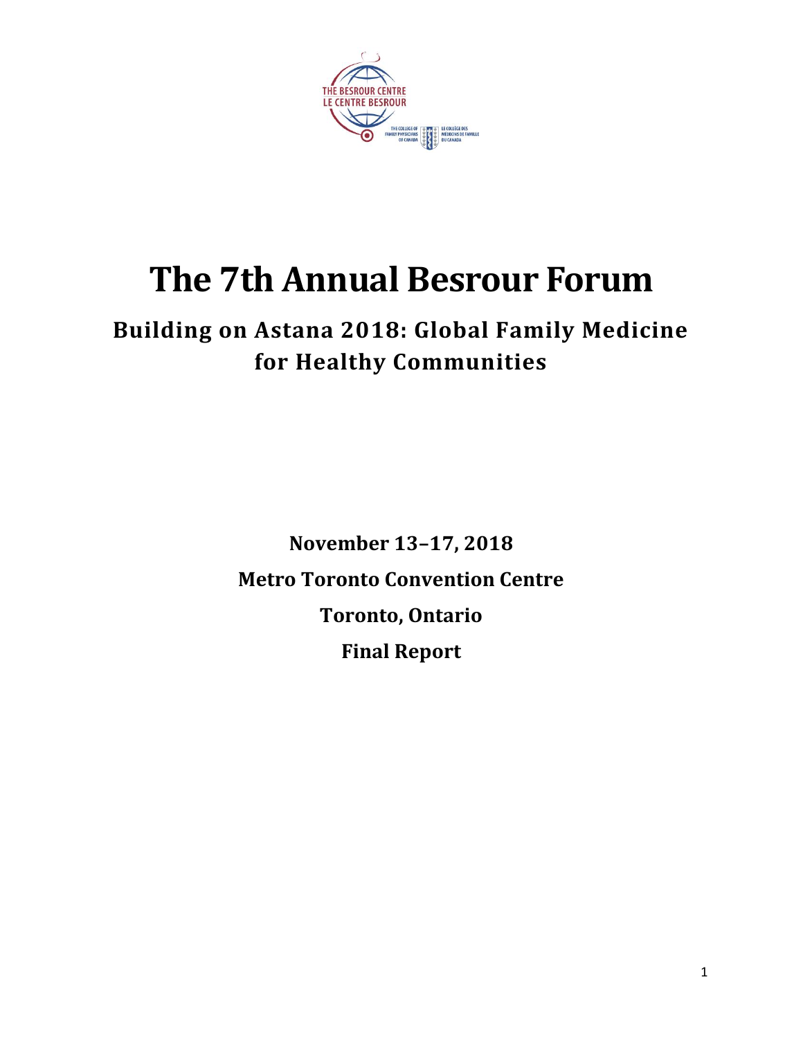# The 7th Annual Besrour Forum

## Building on Astana 2018: Global Family Medicine for Healthy Communities

**November 13–17, 2018**

**Metro Toronto Convention Centre**

**Toronto, Ontario**

**Final Report**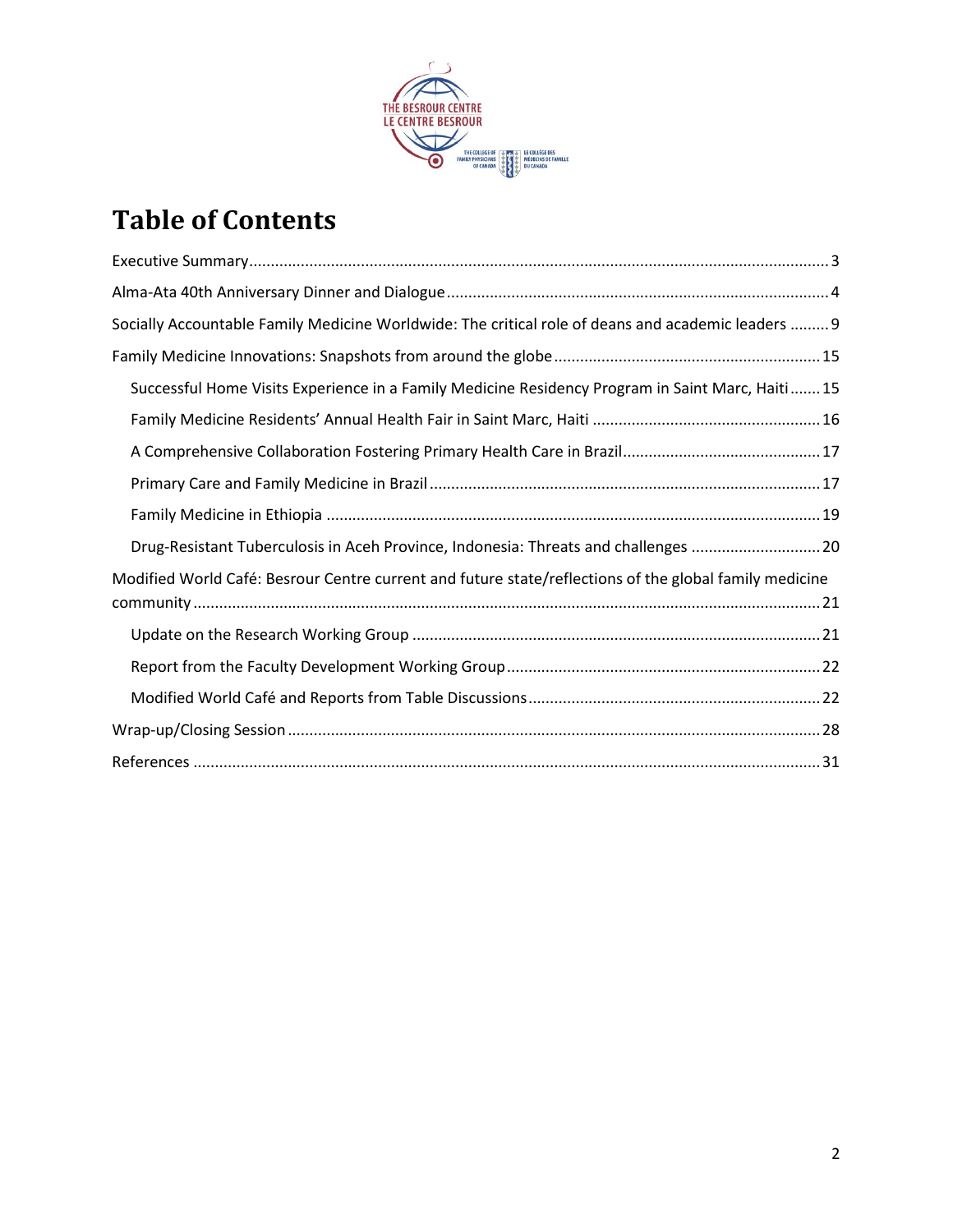# Table of Contents

Executive Summary ..... 3

Alma-Ata 40th Anniversary Dinner and Dialogue ..... 4

Socially Accountable Family Medicine Worldwide: The critical role of deans and academic leaders ..... 9

Family Medicine Innovations: Snapshots from around the globe ..... 15

- Successful Home Visits Experience in a Family Medicine Residency Program in Saint Marc, Haiti ..... 15
- Family Medicine Residents' Annual Health Fair in Saint Marc, Haiti ..... 16
- A Comprehensive Collaboration Fostering Primary Health Care in Brazil ..... 17
- Primary Care and Family Medicine in Brazil ..... 17
- Family Medicine in Ethiopia ..... 19
- Drug-Resistant Tuberculosis in Aceh Province, Indonesia: Threats and challenges ..... 20

Modified World Café: Besrour Centre current and future state/reflections of the global family medicine community ..... 21

- Update on the Research Working Group ..... 21
- Report from the Faculty Development Working Group ..... 22
- Modified World Café and Reports from Table Discussions ..... 22

Wrap-up/Closing Session ..... 28

References ..... 31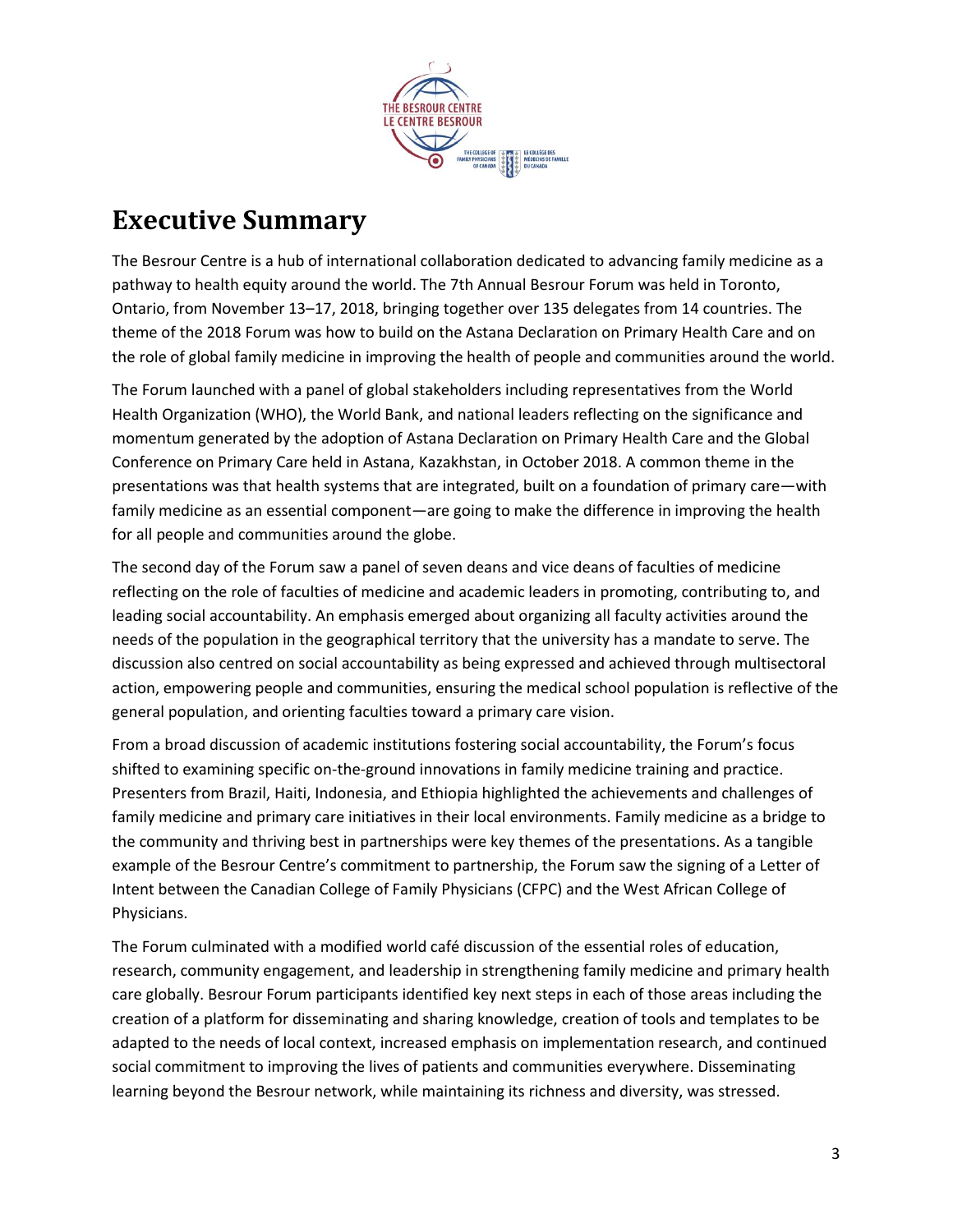# Executive Summary

The Besrour Centre is a hub of international collaboration dedicated to advancing family medicine as a pathway to health equity around the world. The 7th Annual Besrour Forum was held in Toronto, Ontario, from November 13–17, 2018, bringing together over 135 delegates from 14 countries. The theme of the 2018 Forum was how to build on the Astana Declaration on Primary Health Care and on the role of global family medicine in improving the health of people and communities around the world.

The Forum launched with a panel of global stakeholders including representatives from the World Health Organization (WHO), the World Bank, and national leaders reflecting on the significance and momentum generated by the adoption of Astana Declaration on Primary Health Care and the Global Conference on Primary Care held in Astana, Kazakhstan, in October 2018. A common theme in the presentations was that health systems that are integrated, built on a foundation of primary care—with family medicine as an essential component—are going to make the difference in improving the health for all people and communities around the globe.

The second day of the Forum saw a panel of seven deans and vice deans of faculties of medicine reflecting on the role of faculties of medicine and academic leaders in promoting, contributing to, and leading social accountability. An emphasis emerged about organizing all faculty activities around the needs of the population in the geographical territory that the university has a mandate to serve. The discussion also centred on social accountability as being expressed and achieved through multisectoral action, empowering people and communities, ensuring the medical school population is reflective of the general population, and orienting faculties toward a primary care vision.

From a broad discussion of academic institutions fostering social accountability, the Forum's focus shifted to examining specific on-the-ground innovations in family medicine training and practice. Presenters from Brazil, Haiti, Indonesia, and Ethiopia highlighted the achievements and challenges of family medicine and primary care initiatives in their local environments. Family medicine as a bridge to the community and thriving best in partnerships were key themes of the presentations. As a tangible example of the Besrour Centre's commitment to partnership, the Forum saw the signing of a Letter of Intent between the Canadian College of Family Physicians (CFPC) and the West African College of Physicians.

The Forum culminated with a modified world café discussion of the essential roles of education, research, community engagement, and leadership in strengthening family medicine and primary health care globally. Besrour Forum participants identified key next steps in each of those areas including the creation of a platform for disseminating and sharing knowledge, creation of tools and templates to be adapted to the needs of local context, increased emphasis on implementation research, and continued social commitment to improving the lives of patients and communities everywhere. Disseminating learning beyond the Besrour network, while maintaining its richness and diversity, was stressed.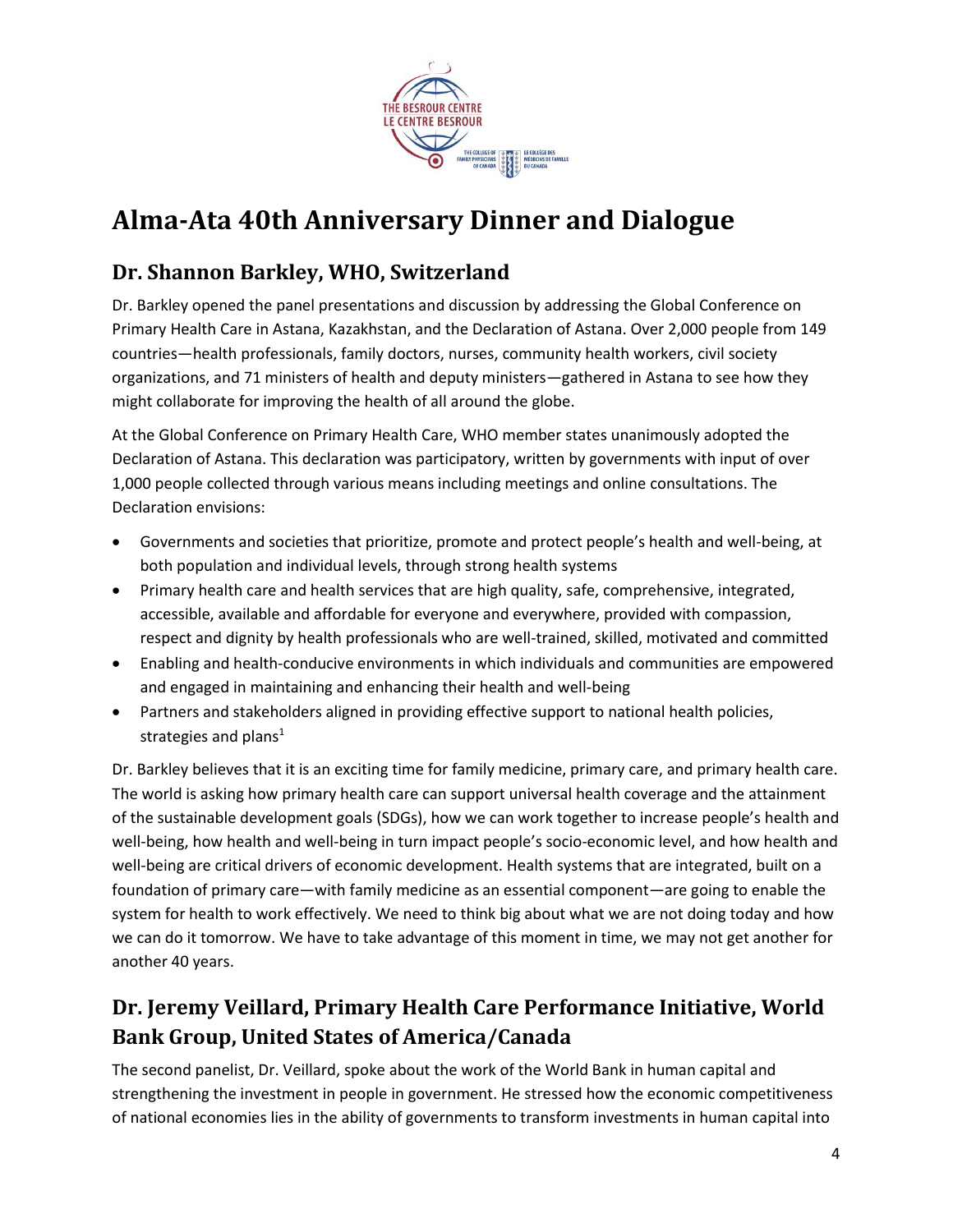# Alma-Ata 40th Anniversary Dinner and Dialogue

## Dr. Shannon Barkley, WHO, Switzerland

Dr. Barkley opened the panel presentations and discussion by addressing the Global Conference on Primary Health Care in Astana, Kazakhstan, and the Declaration of Astana. Over 2,000 people from 149 countries—health professionals, family doctors, nurses, community health workers, civil society organizations, and 71 ministers of health and deputy ministers—gathered in Astana to see how they might collaborate for improving the health of all around the globe.

At the Global Conference on Primary Health Care, WHO member states unanimously adopted the Declaration of Astana. This declaration was participatory, written by governments with input of over 1,000 people collected through various means including meetings and online consultations. The Declaration envisions:

- Governments and societies that prioritize, promote and protect people's health and well-being, at both population and individual levels, through strong health systems
- Primary health care and health services that are high quality, safe, comprehensive, integrated, accessible, available and affordable for everyone and everywhere, provided with compassion, respect and dignity by health professionals who are well-trained, skilled, motivated and committed
- Enabling and health-conducive environments in which individuals and communities are empowered and engaged in maintaining and enhancing their health and well-being
- Partners and stakeholders aligned in providing effective support to national health policies, strategies and plans[1]

Dr. Barkley believes that it is an exciting time for family medicine, primary care, and primary health care. The world is asking how primary health care can support universal health coverage and the attainment of the sustainable development goals (SDGs), how we can work together to increase people's health and well-being, how health and well-being in turn impact people's socio-economic level, and how health and well-being are critical drivers of economic development. Health systems that are integrated, built on a foundation of primary care—with family medicine as an essential component—are going to enable the system for health to work effectively. We need to think big about what we are not doing today and how we can do it tomorrow. We have to take advantage of this moment in time, we may not get another for another 40 years.

## Dr. Jeremy Veillard, Primary Health Care Performance Initiative, World Bank Group, United States of America/Canada

The second panelist, Dr. Veillard, spoke about the work of the World Bank in human capital and strengthening the investment in people in government. He stressed how the economic competitiveness of national economies lies in the ability of governments to transform investments in human capital into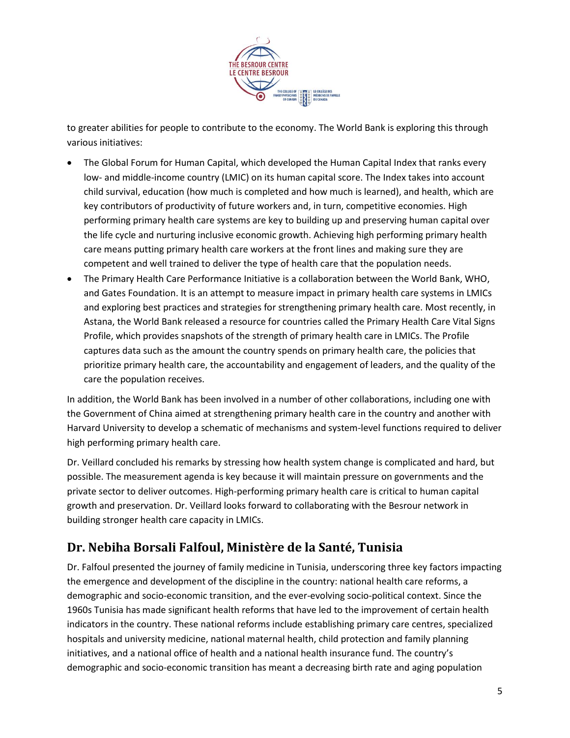to greater abilities for people to contribute to the economy. The World Bank is exploring this through various initiatives:

- The Global Forum for Human Capital, which developed the Human Capital Index that ranks every low- and middle-income country (LMIC) on its human capital score. The Index takes into account child survival, education (how much is completed and how much is learned), and health, which are key contributors of productivity of future workers and, in turn, competitive economies. High performing primary health care systems are key to building up and preserving human capital over the life cycle and nurturing inclusive economic growth. Achieving high performing primary health care means putting primary health care workers at the front lines and making sure they are competent and well trained to deliver the type of health care that the population needs.
- The Primary Health Care Performance Initiative is a collaboration between the World Bank, WHO, and Gates Foundation. It is an attempt to measure impact in primary health care systems in LMICs and exploring best practices and strategies for strengthening primary health care. Most recently, in Astana, the World Bank released a resource for countries called the Primary Health Care Vital Signs Profile, which provides snapshots of the strength of primary health care in LMICs. The Profile captures data such as the amount the country spends on primary health care, the policies that prioritize primary health care, the accountability and engagement of leaders, and the quality of the care the population receives.

In addition, the World Bank has been involved in a number of other collaborations, including one with the Government of China aimed at strengthening primary health care in the country and another with Harvard University to develop a schematic of mechanisms and system-level functions required to deliver high performing primary health care.

Dr. Veillard concluded his remarks by stressing how health system change is complicated and hard, but possible. The measurement agenda is key because it will maintain pressure on governments and the private sector to deliver outcomes. High-performing primary health care is critical to human capital growth and preservation. Dr. Veillard looks forward to collaborating with the Besrour network in building stronger health care capacity in LMICs.

## Dr. Nebiha Borsali Falfoul, Ministère de la Santé, Tunisia

Dr. Falfoul presented the journey of family medicine in Tunisia, underscoring three key factors impacting the emergence and development of the discipline in the country: national health care reforms, a demographic and socio-economic transition, and the ever-evolving socio-political context. Since the 1960s Tunisia has made significant health reforms that have led to the improvement of certain health indicators in the country. These national reforms include establishing primary care centres, specialized hospitals and university medicine, national maternal health, child protection and family planning initiatives, and a national office of health and a national health insurance fund. The country's demographic and socio-economic transition has meant a decreasing birth rate and aging population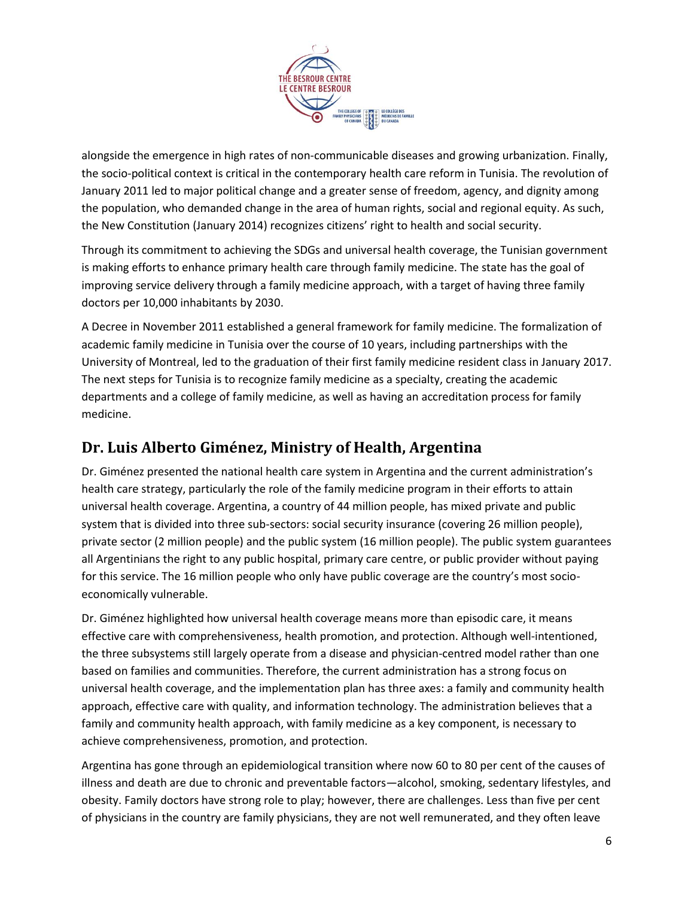alongside the emergence in high rates of non-communicable diseases and growing urbanization. Finally, the socio-political context is critical in the contemporary health care reform in Tunisia. The revolution of January 2011 led to major political change and a greater sense of freedom, agency, and dignity among the population, who demanded change in the area of human rights, social and regional equity. As such, the New Constitution (January 2014) recognizes citizens' right to health and social security.

Through its commitment to achieving the SDGs and universal health coverage, the Tunisian government is making efforts to enhance primary health care through family medicine. The state has the goal of improving service delivery through a family medicine approach, with a target of having three family doctors per 10,000 inhabitants by 2030.

A Decree in November 2011 established a general framework for family medicine. The formalization of academic family medicine in Tunisia over the course of 10 years, including partnerships with the University of Montreal, led to the graduation of their first family medicine resident class in January 2017. The next steps for Tunisia is to recognize family medicine as a specialty, creating the academic departments and a college of family medicine, as well as having an accreditation process for family medicine.

## Dr. Luis Alberto Giménez, Ministry of Health, Argentina

Dr. Giménez presented the national health care system in Argentina and the current administration's health care strategy, particularly the role of the family medicine program in their efforts to attain universal health coverage. Argentina, a country of 44 million people, has mixed private and public system that is divided into three sub-sectors: social security insurance (covering 26 million people), private sector (2 million people) and the public system (16 million people). The public system guarantees all Argentinians the right to any public hospital, primary care centre, or public provider without paying for this service. The 16 million people who only have public coverage are the country's most socio-economically vulnerable.

Dr. Giménez highlighted how universal health coverage means more than episodic care, it means effective care with comprehensiveness, health promotion, and protection. Although well-intentioned, the three subsystems still largely operate from a disease and physician-centred model rather than one based on families and communities. Therefore, the current administration has a strong focus on universal health coverage, and the implementation plan has three axes: a family and community health approach, effective care with quality, and information technology. The administration believes that a family and community health approach, with family medicine as a key component, is necessary to achieve comprehensiveness, promotion, and protection.

Argentina has gone through an epidemiological transition where now 60 to 80 per cent of the causes of illness and death are due to chronic and preventable factors—alcohol, smoking, sedentary lifestyles, and obesity. Family doctors have strong role to play; however, there are challenges. Less than five per cent of physicians in the country are family physicians, they are not well remunerated, and they often leave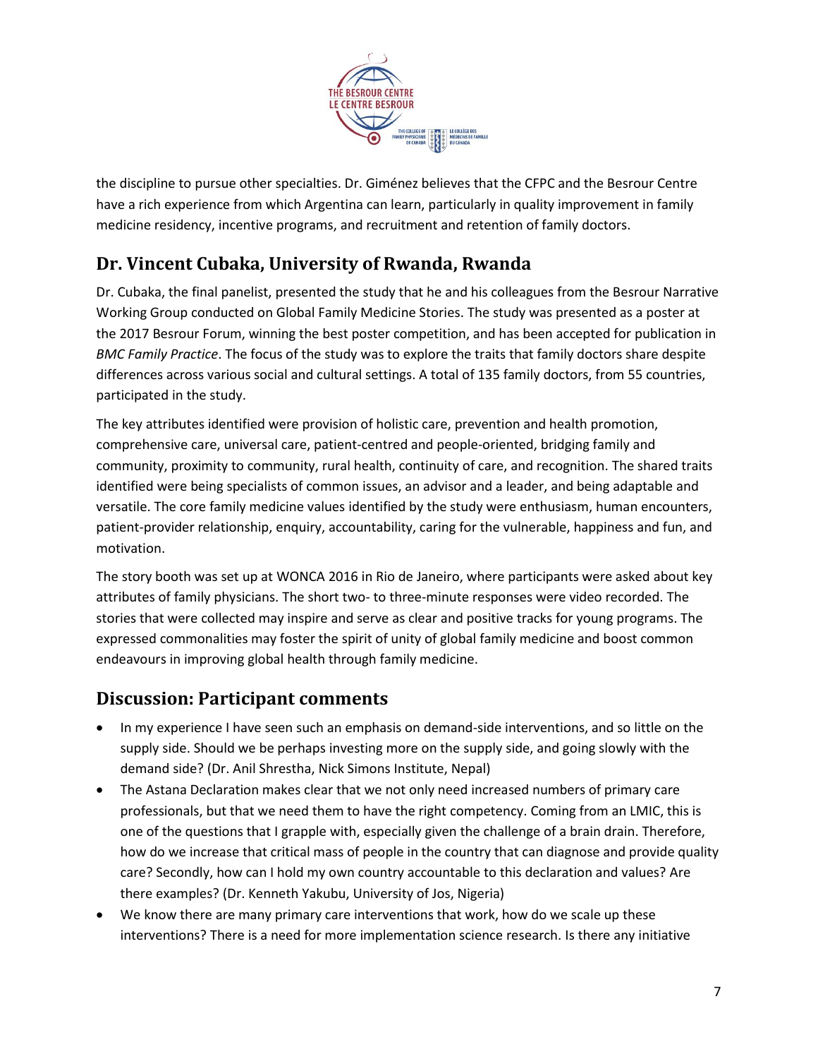the discipline to pursue other specialties. Dr. Giménez believes that the CFPC and the Besrour Centre have a rich experience from which Argentina can learn, particularly in quality improvement in family medicine residency, incentive programs, and recruitment and retention of family doctors.

## Dr. Vincent Cubaka, University of Rwanda, Rwanda

Dr. Cubaka, the final panelist, presented the study that he and his colleagues from the Besrour Narrative Working Group conducted on Global Family Medicine Stories. The study was presented as a poster at the 2017 Besrour Forum, winning the best poster competition, and has been accepted for publication in *BMC Family Practice*. The focus of the study was to explore the traits that family doctors share despite differences across various social and cultural settings. A total of 135 family doctors, from 55 countries, participated in the study.

The key attributes identified were provision of holistic care, prevention and health promotion, comprehensive care, universal care, patient-centred and people-oriented, bridging family and community, proximity to community, rural health, continuity of care, and recognition. The shared traits identified were being specialists of common issues, an advisor and a leader, and being adaptable and versatile. The core family medicine values identified by the study were enthusiasm, human encounters, patient-provider relationship, enquiry, accountability, caring for the vulnerable, happiness and fun, and motivation.

The story booth was set up at WONCA 2016 in Rio de Janeiro, where participants were asked about key attributes of family physicians. The short two- to three-minute responses were video recorded. The stories that were collected may inspire and serve as clear and positive tracks for young programs. The expressed commonalities may foster the spirit of unity of global family medicine and boost common endeavours in improving global health through family medicine.

## Discussion: Participant comments

- In my experience I have seen such an emphasis on demand-side interventions, and so little on the supply side. Should we be perhaps investing more on the supply side, and going slowly with the demand side? (Dr. Anil Shrestha, Nick Simons Institute, Nepal)
- The Astana Declaration makes clear that we not only need increased numbers of primary care professionals, but that we need them to have the right competency. Coming from an LMIC, this is one of the questions that I grapple with, especially given the challenge of a brain drain. Therefore, how do we increase that critical mass of people in the country that can diagnose and provide quality care? Secondly, how can I hold my own country accountable to this declaration and values? Are there examples? (Dr. Kenneth Yakubu, University of Jos, Nigeria)
- We know there are many primary care interventions that work, how do we scale up these interventions? There is a need for more implementation science research. Is there any initiative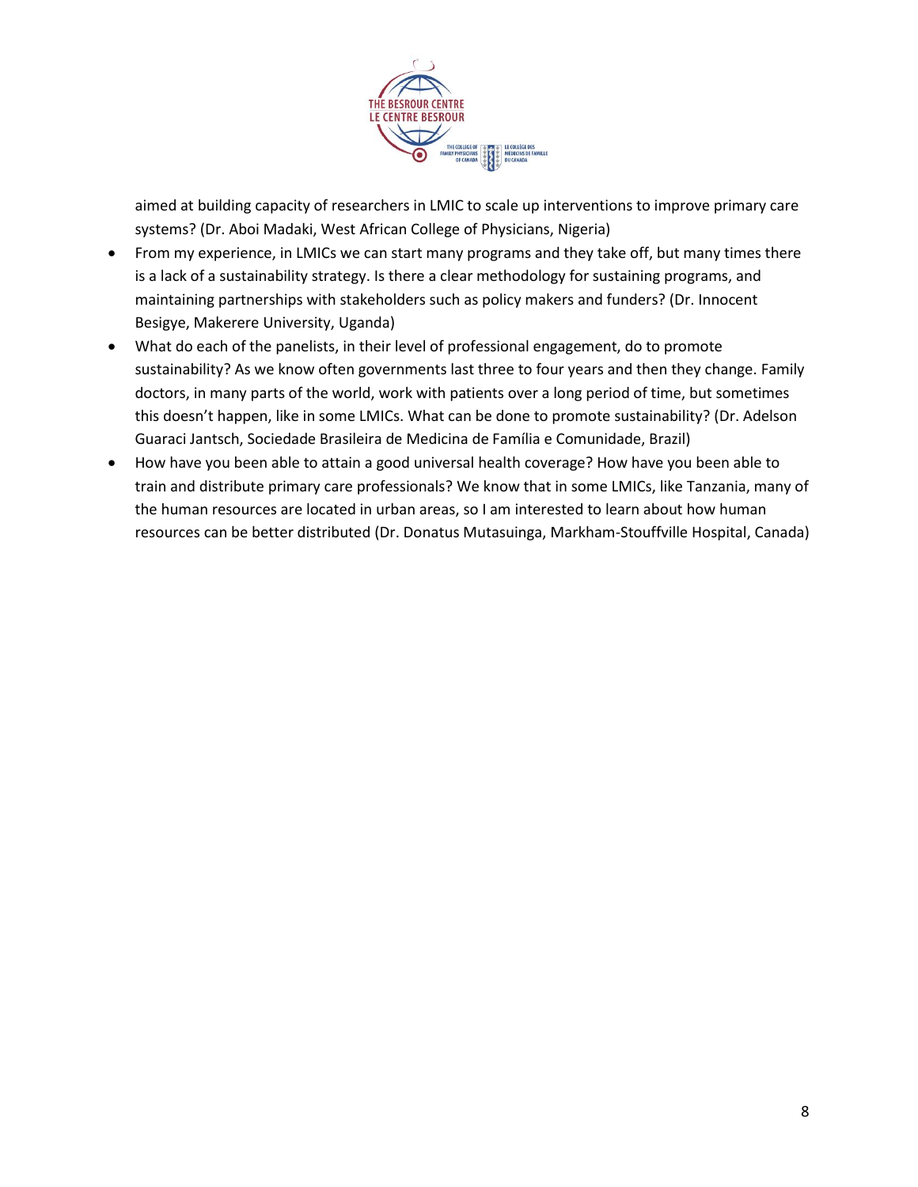aimed at building capacity of researchers in LMIC to scale up interventions to improve primary care systems? (Dr. Aboi Madaki, West African College of Physicians, Nigeria)

- From my experience, in LMICs we can start many programs and they take off, but many times there is a lack of a sustainability strategy. Is there a clear methodology for sustaining programs, and maintaining partnerships with stakeholders such as policy makers and funders? (Dr. Innocent Besigye, Makerere University, Uganda)
- What do each of the panelists, in their level of professional engagement, do to promote sustainability? As we know often governments last three to four years and then they change. Family doctors, in many parts of the world, work with patients over a long period of time, but sometimes this doesn't happen, like in some LMICs. What can be done to promote sustainability? (Dr. Adelson Guaraci Jantsch, Sociedade Brasileira de Medicina de Família e Comunidade, Brazil)
- How have you been able to attain a good universal health coverage? How have you been able to train and distribute primary care professionals? We know that in some LMICs, like Tanzania, many of the human resources are located in urban areas, so I am interested to learn about how human resources can be better distributed (Dr. Donatus Mutasuinga, Markham-Stouffville Hospital, Canada)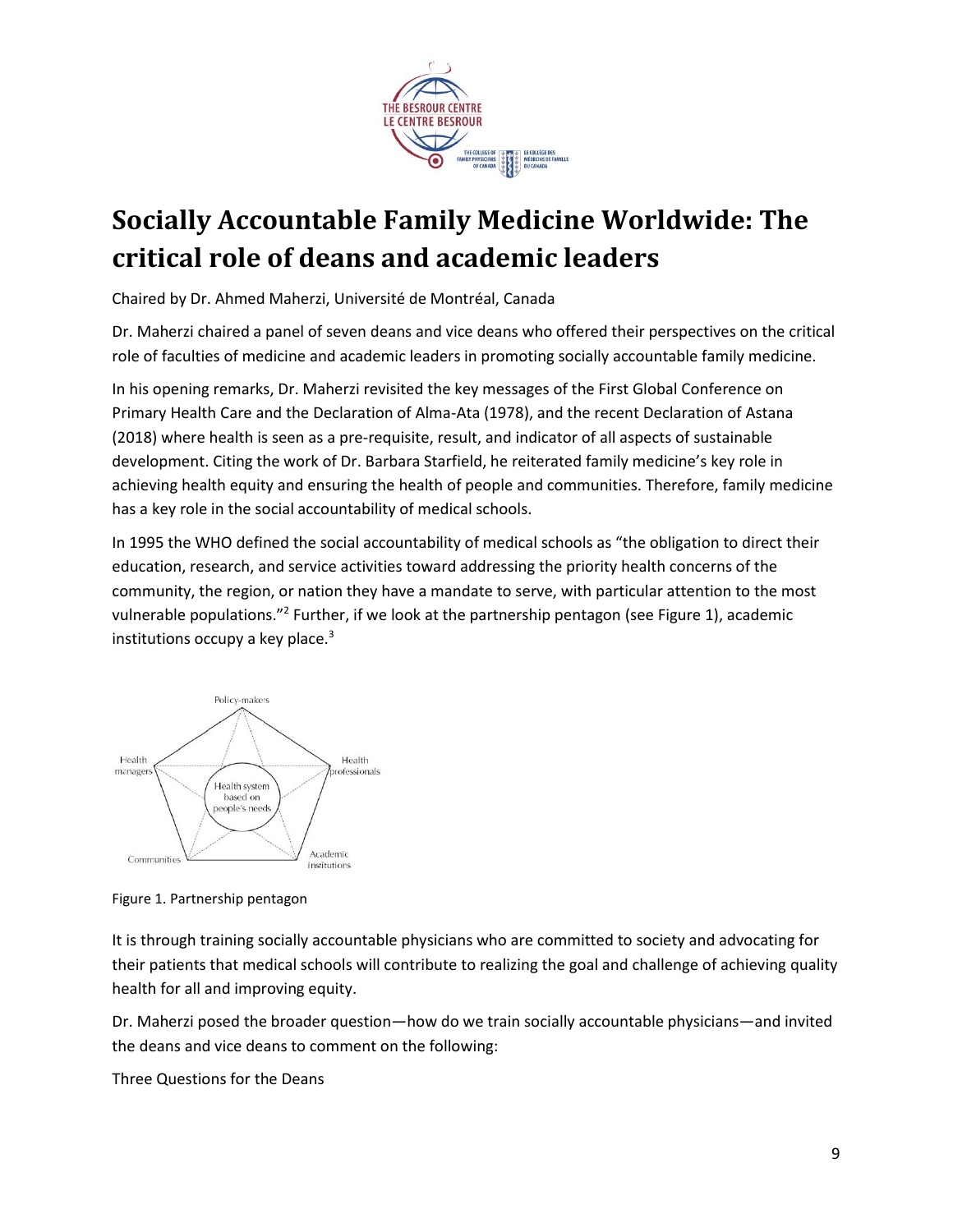# Socially Accountable Family Medicine Worldwide: The critical role of deans and academic leaders

Chaired by Dr. Ahmed Maherzi, Université de Montréal, Canada

Dr. Maherzi chaired a panel of seven deans and vice deans who offered their perspectives on the critical role of faculties of medicine and academic leaders in promoting socially accountable family medicine.

In his opening remarks, Dr. Maherzi revisited the key messages of the First Global Conference on Primary Health Care and the Declaration of Alma-Ata (1978), and the recent Declaration of Astana (2018) where health is seen as a pre-requisite, result, and indicator of all aspects of sustainable development. Citing the work of Dr. Barbara Starfield, he reiterated family medicine's key role in achieving health equity and ensuring the health of people and communities. Therefore, family medicine has a key role in the social accountability of medical schools.

In 1995 the WHO defined the social accountability of medical schools as "the obligation to direct their education, research, and service activities toward addressing the priority health concerns of the community, the region, or nation they have a mandate to serve, with particular attention to the most vulnerable populations."[2] Further, if we look at the partnership pentagon (see Figure 1), academic institutions occupy a key place.[3]

Figure 1. Partnership pentagon

It is through training socially accountable physicians who are committed to society and advocating for their patients that medical schools will contribute to realizing the goal and challenge of achieving quality health for all and improving equity.

Dr. Maherzi posed the broader question—how do we train socially accountable physicians—and invited the deans and vice deans to comment on the following:

Three Questions for the Deans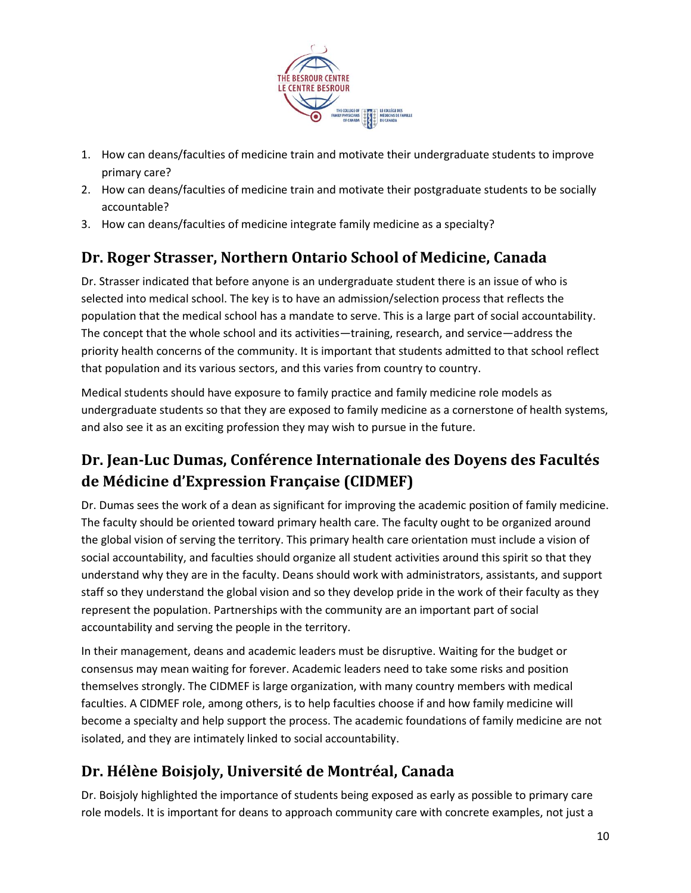1. How can deans/faculties of medicine train and motivate their undergraduate students to improve primary care?
2. How can deans/faculties of medicine train and motivate their postgraduate students to be socially accountable?
3. How can deans/faculties of medicine integrate family medicine as a specialty?

## Dr. Roger Strasser, Northern Ontario School of Medicine, Canada

Dr. Strasser indicated that before anyone is an undergraduate student there is an issue of who is selected into medical school. The key is to have an admission/selection process that reflects the population that the medical school has a mandate to serve. This is a large part of social accountability. The concept that the whole school and its activities—training, research, and service—address the priority health concerns of the community. It is important that students admitted to that school reflect that population and its various sectors, and this varies from country to country.

Medical students should have exposure to family practice and family medicine role models as undergraduate students so that they are exposed to family medicine as a cornerstone of health systems, and also see it as an exciting profession they may wish to pursue in the future.

## Dr. Jean-Luc Dumas, Conférence Internationale des Doyens des Facultés de Médicine d'Expression Française (CIDMEF)

Dr. Dumas sees the work of a dean as significant for improving the academic position of family medicine. The faculty should be oriented toward primary health care. The faculty ought to be organized around the global vision of serving the territory. This primary health care orientation must include a vision of social accountability, and faculties should organize all student activities around this spirit so that they understand why they are in the faculty. Deans should work with administrators, assistants, and support staff so they understand the global vision and so they develop pride in the work of their faculty as they represent the population. Partnerships with the community are an important part of social accountability and serving the people in the territory.

In their management, deans and academic leaders must be disruptive. Waiting for the budget or consensus may mean waiting for forever. Academic leaders need to take some risks and position themselves strongly. The CIDMEF is large organization, with many country members with medical faculties. A CIDMEF role, among others, is to help faculties choose if and how family medicine will become a specialty and help support the process. The academic foundations of family medicine are not isolated, and they are intimately linked to social accountability.

## Dr. Hélène Boisjoly, Université de Montréal, Canada

Dr. Boisjoly highlighted the importance of students being exposed as early as possible to primary care role models. It is important for deans to approach community care with concrete examples, not just a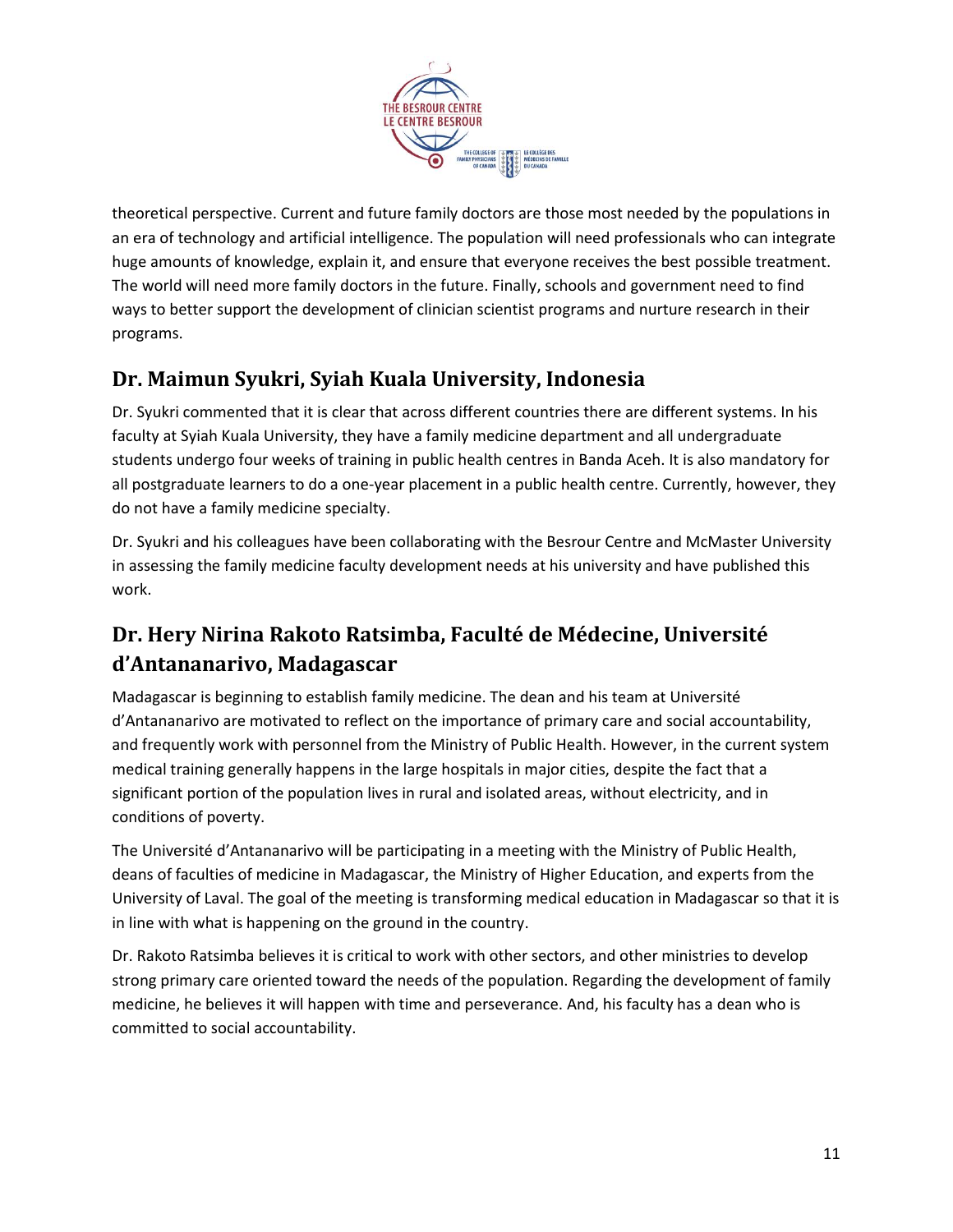theoretical perspective. Current and future family doctors are those most needed by the populations in an era of technology and artificial intelligence. The population will need professionals who can integrate huge amounts of knowledge, explain it, and ensure that everyone receives the best possible treatment. The world will need more family doctors in the future. Finally, schools and government need to find ways to better support the development of clinician scientist programs and nurture research in their programs.

## Dr. Maimun Syukri, Syiah Kuala University, Indonesia

Dr. Syukri commented that it is clear that across different countries there are different systems. In his faculty at Syiah Kuala University, they have a family medicine department and all undergraduate students undergo four weeks of training in public health centres in Banda Aceh. It is also mandatory for all postgraduate learners to do a one-year placement in a public health centre. Currently, however, they do not have a family medicine specialty.

Dr. Syukri and his colleagues have been collaborating with the Besrour Centre and McMaster University in assessing the family medicine faculty development needs at his university and have published this work.

## Dr. Hery Nirina Rakoto Ratsimba, Faculté de Médecine, Université d'Antananarivo, Madagascar

Madagascar is beginning to establish family medicine. The dean and his team at Université d'Antananarivo are motivated to reflect on the importance of primary care and social accountability, and frequently work with personnel from the Ministry of Public Health. However, in the current system medical training generally happens in the large hospitals in major cities, despite the fact that a significant portion of the population lives in rural and isolated areas, without electricity, and in conditions of poverty.

The Université d'Antananarivo will be participating in a meeting with the Ministry of Public Health, deans of faculties of medicine in Madagascar, the Ministry of Higher Education, and experts from the University of Laval. The goal of the meeting is transforming medical education in Madagascar so that it is in line with what is happening on the ground in the country.

Dr. Rakoto Ratsimba believes it is critical to work with other sectors, and other ministries to develop strong primary care oriented toward the needs of the population. Regarding the development of family medicine, he believes it will happen with time and perseverance. And, his faculty has a dean who is committed to social accountability.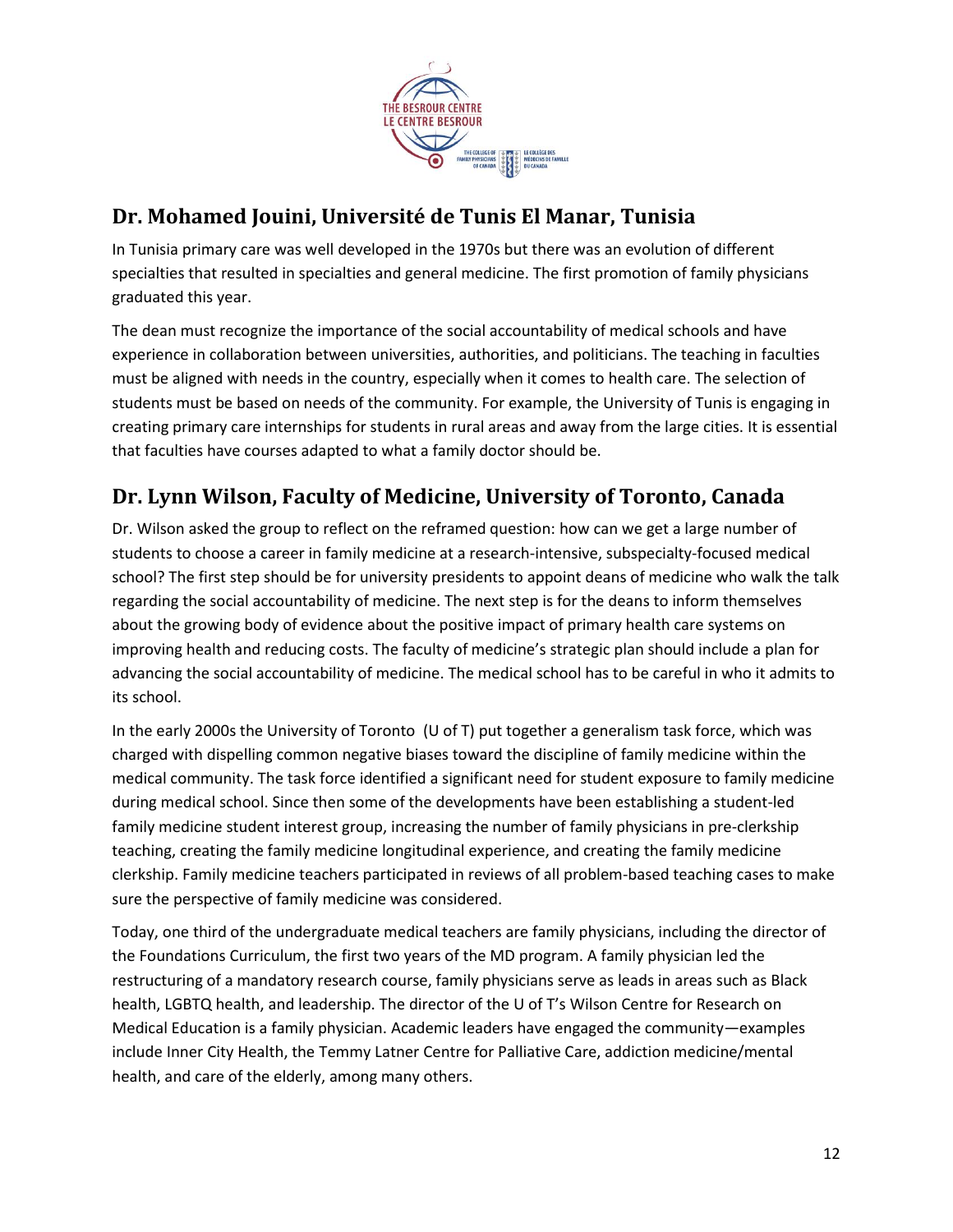## Dr. Mohamed Jouini, Université de Tunis El Manar, Tunisia

In Tunisia primary care was well developed in the 1970s but there was an evolution of different specialties that resulted in specialties and general medicine. The first promotion of family physicians graduated this year.

The dean must recognize the importance of the social accountability of medical schools and have experience in collaboration between universities, authorities, and politicians. The teaching in faculties must be aligned with needs in the country, especially when it comes to health care. The selection of students must be based on needs of the community. For example, the University of Tunis is engaging in creating primary care internships for students in rural areas and away from the large cities. It is essential that faculties have courses adapted to what a family doctor should be.

## Dr. Lynn Wilson, Faculty of Medicine, University of Toronto, Canada

Dr. Wilson asked the group to reflect on the reframed question: how can we get a large number of students to choose a career in family medicine at a research-intensive, subspecialty-focused medical school? The first step should be for university presidents to appoint deans of medicine who walk the talk regarding the social accountability of medicine. The next step is for the deans to inform themselves about the growing body of evidence about the positive impact of primary health care systems on improving health and reducing costs. The faculty of medicine's strategic plan should include a plan for advancing the social accountability of medicine. The medical school has to be careful in who it admits to its school.

In the early 2000s the University of Toronto (U of T) put together a generalism task force, which was charged with dispelling common negative biases toward the discipline of family medicine within the medical community. The task force identified a significant need for student exposure to family medicine during medical school. Since then some of the developments have been establishing a student-led family medicine student interest group, increasing the number of family physicians in pre-clerkship teaching, creating the family medicine longitudinal experience, and creating the family medicine clerkship. Family medicine teachers participated in reviews of all problem-based teaching cases to make sure the perspective of family medicine was considered.

Today, one third of the undergraduate medical teachers are family physicians, including the director of the Foundations Curriculum, the first two years of the MD program. A family physician led the restructuring of a mandatory research course, family physicians serve as leads in areas such as Black health, LGBTQ health, and leadership. The director of the U of T's Wilson Centre for Research on Medical Education is a family physician. Academic leaders have engaged the community—examples include Inner City Health, the Temmy Latner Centre for Palliative Care, addiction medicine/mental health, and care of the elderly, among many others.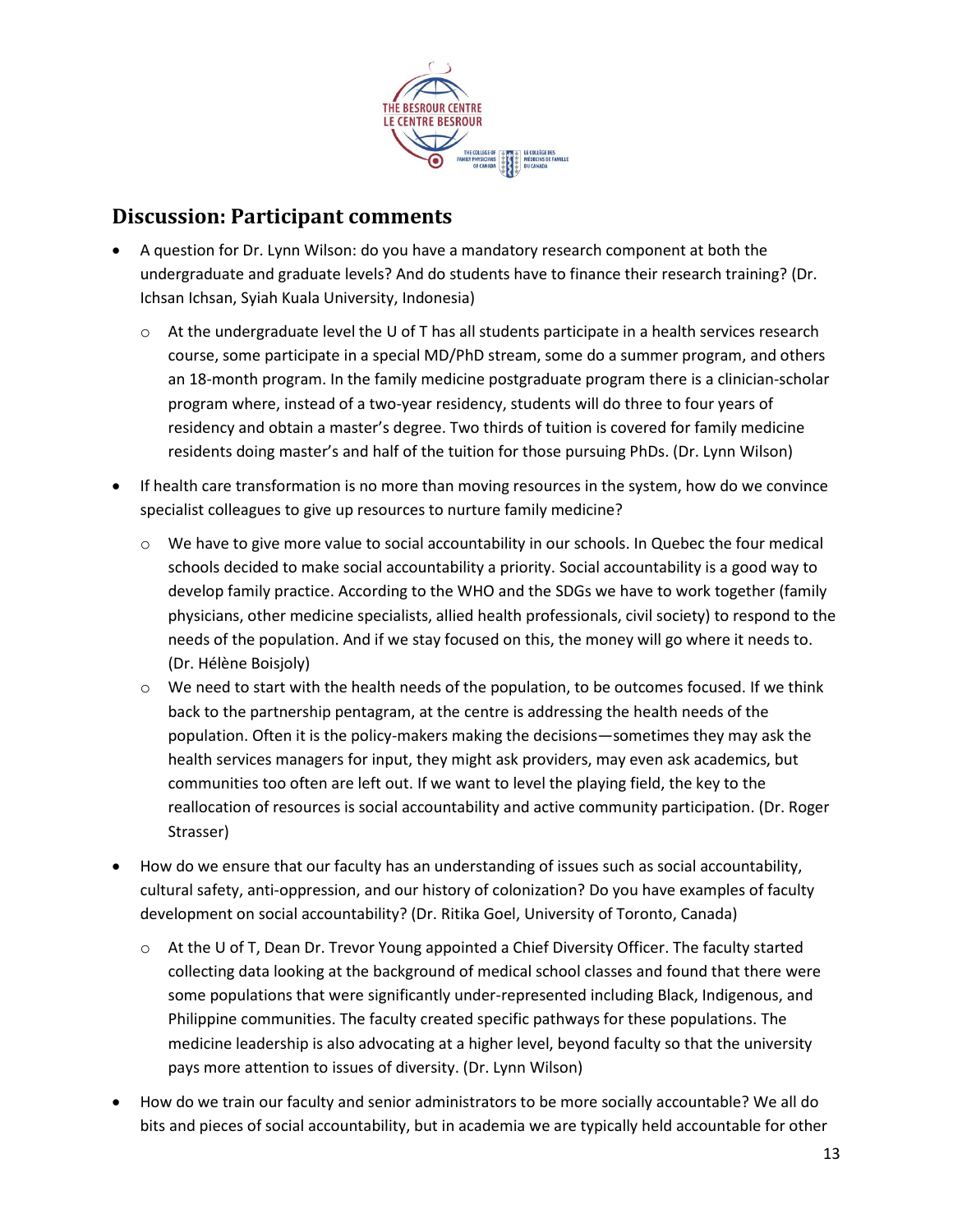## Discussion: Participant comments

- A question for Dr. Lynn Wilson: do you have a mandatory research component at both the undergraduate and graduate levels? And do students have to finance their research training? (Dr. Ichsan Ichsan, Syiah Kuala University, Indonesia)
  - At the undergraduate level the U of T has all students participate in a health services research course, some participate in a special MD/PhD stream, some do a summer program, and others an 18-month program. In the family medicine postgraduate program there is a clinician-scholar program where, instead of a two-year residency, students will do three to four years of residency and obtain a master's degree. Two thirds of tuition is covered for family medicine residents doing master's and half of the tuition for those pursuing PhDs. (Dr. Lynn Wilson)
- If health care transformation is no more than moving resources in the system, how do we convince specialist colleagues to give up resources to nurture family medicine?
  - We have to give more value to social accountability in our schools. In Quebec the four medical schools decided to make social accountability a priority. Social accountability is a good way to develop family practice. According to the WHO and the SDGs we have to work together (family physicians, other medicine specialists, allied health professionals, civil society) to respond to the needs of the population. And if we stay focused on this, the money will go where it needs to. (Dr. Hélène Boisjoly)
  - We need to start with the health needs of the population, to be outcomes focused. If we think back to the partnership pentagram, at the centre is addressing the health needs of the population. Often it is the policy-makers making the decisions—sometimes they may ask the health services managers for input, they might ask providers, may even ask academics, but communities too often are left out. If we want to level the playing field, the key to the reallocation of resources is social accountability and active community participation. (Dr. Roger Strasser)
- How do we ensure that our faculty has an understanding of issues such as social accountability, cultural safety, anti-oppression, and our history of colonization? Do you have examples of faculty development on social accountability? (Dr. Ritika Goel, University of Toronto, Canada)
  - At the U of T, Dean Dr. Trevor Young appointed a Chief Diversity Officer. The faculty started collecting data looking at the background of medical school classes and found that there were some populations that were significantly under-represented including Black, Indigenous, and Philippine communities. The faculty created specific pathways for these populations. The medicine leadership is also advocating at a higher level, beyond faculty so that the university pays more attention to issues of diversity. (Dr. Lynn Wilson)
- How do we train our faculty and senior administrators to be more socially accountable? We all do bits and pieces of social accountability, but in academia we are typically held accountable for other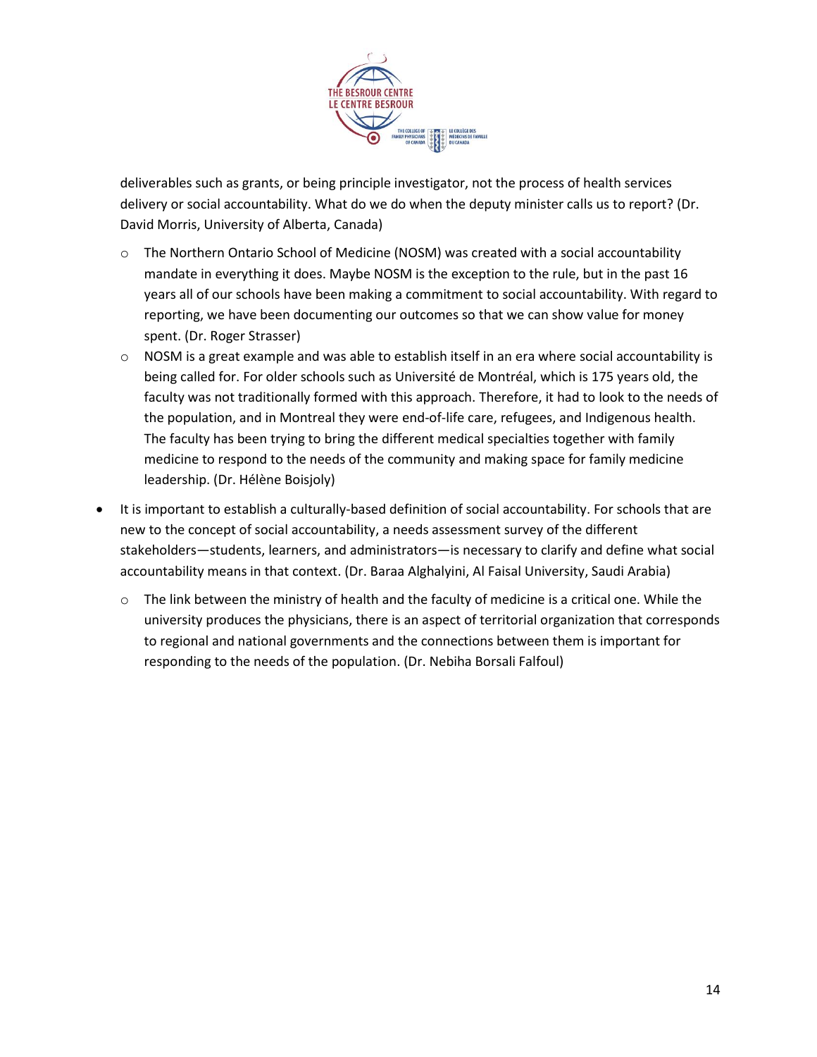deliverables such as grants, or being principle investigator, not the process of health services delivery or social accountability. What do we do when the deputy minister calls us to report? (Dr. David Morris, University of Alberta, Canada)

  - The Northern Ontario School of Medicine (NOSM) was created with a social accountability mandate in everything it does. Maybe NOSM is the exception to the rule, but in the past 16 years all of our schools have been making a commitment to social accountability. With regard to reporting, we have been documenting our outcomes so that we can show value for money spent. (Dr. Roger Strasser)
  - NOSM is a great example and was able to establish itself in an era where social accountability is being called for. For older schools such as Université de Montréal, which is 175 years old, the faculty was not traditionally formed with this approach. Therefore, it had to look to the needs of the population, and in Montreal they were end-of-life care, refugees, and Indigenous health. The faculty has been trying to bring the different medical specialties together with family medicine to respond to the needs of the community and making space for family medicine leadership. (Dr. Hélène Boisjoly)

- It is important to establish a culturally-based definition of social accountability. For schools that are new to the concept of social accountability, a needs assessment survey of the different stakeholders—students, learners, and administrators—is necessary to clarify and define what social accountability means in that context. (Dr. Baraa Alghalyini, Al Faisal University, Saudi Arabia)
  - The link between the ministry of health and the faculty of medicine is a critical one. While the university produces the physicians, there is an aspect of territorial organization that corresponds to regional and national governments and the connections between them is important for responding to the needs of the population. (Dr. Nebiha Borsali Falfoul)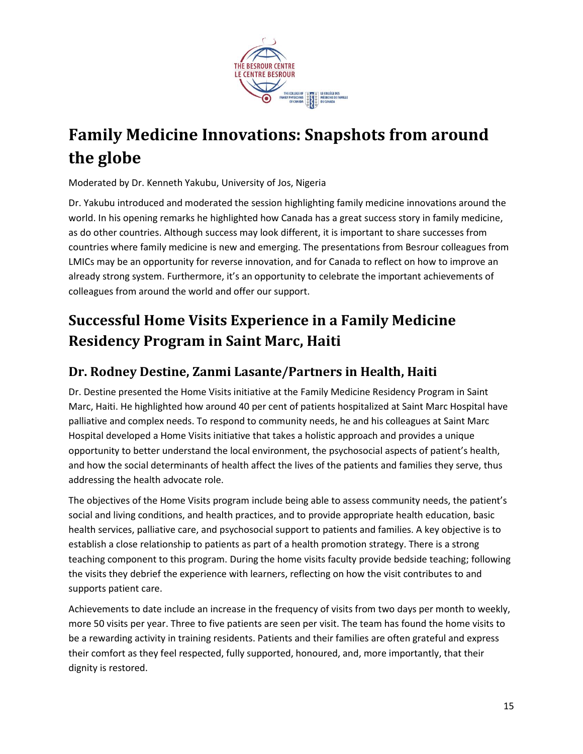# Family Medicine Innovations: Snapshots from around the globe

Moderated by Dr. Kenneth Yakubu, University of Jos, Nigeria

Dr. Yakubu introduced and moderated the session highlighting family medicine innovations around the world. In his opening remarks he highlighted how Canada has a great success story in family medicine, as do other countries. Although success may look different, it is important to share successes from countries where family medicine is new and emerging. The presentations from Besrour colleagues from LMICs may be an opportunity for reverse innovation, and for Canada to reflect on how to improve an already strong system. Furthermore, it's an opportunity to celebrate the important achievements of colleagues from around the world and offer our support.

# Successful Home Visits Experience in a Family Medicine Residency Program in Saint Marc, Haiti

## Dr. Rodney Destine, Zanmi Lasante/Partners in Health, Haiti

Dr. Destine presented the Home Visits initiative at the Family Medicine Residency Program in Saint Marc, Haiti. He highlighted how around 40 per cent of patients hospitalized at Saint Marc Hospital have palliative and complex needs. To respond to community needs, he and his colleagues at Saint Marc Hospital developed a Home Visits initiative that takes a holistic approach and provides a unique opportunity to better understand the local environment, the psychosocial aspects of patient's health, and how the social determinants of health affect the lives of the patients and families they serve, thus addressing the health advocate role.

The objectives of the Home Visits program include being able to assess community needs, the patient's social and living conditions, and health practices, and to provide appropriate health education, basic health services, palliative care, and psychosocial support to patients and families. A key objective is to establish a close relationship to patients as part of a health promotion strategy. There is a strong teaching component to this program. During the home visits faculty provide bedside teaching; following the visits they debrief the experience with learners, reflecting on how the visit contributes to and supports patient care.

Achievements to date include an increase in the frequency of visits from two days per month to weekly, more 50 visits per year. Three to five patients are seen per visit. The team has found the home visits to be a rewarding activity in training residents. Patients and their families are often grateful and express their comfort as they feel respected, fully supported, honoured, and, more importantly, that their dignity is restored.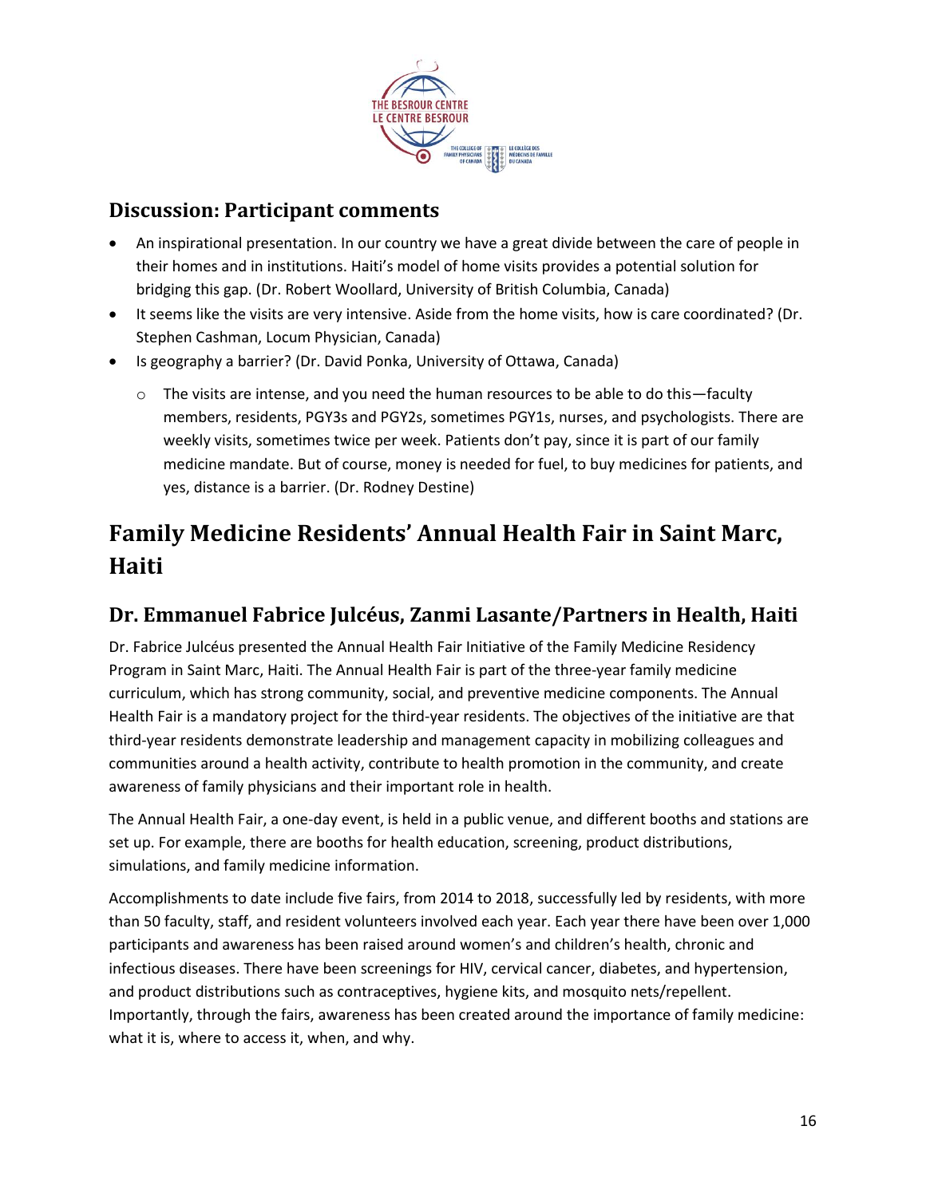### Discussion: Participant comments

- An inspirational presentation. In our country we have a great divide between the care of people in their homes and in institutions. Haiti's model of home visits provides a potential solution for bridging this gap. (Dr. Robert Woollard, University of British Columbia, Canada)
- It seems like the visits are very intensive. Aside from the home visits, how is care coordinated? (Dr. Stephen Cashman, Locum Physician, Canada)
- Is geography a barrier? (Dr. David Ponka, University of Ottawa, Canada)
    - The visits are intense, and you need the human resources to be able to do this—faculty members, residents, PGY3s and PGY2s, sometimes PGY1s, nurses, and psychologists. There are weekly visits, sometimes twice per week. Patients don't pay, since it is part of our family medicine mandate. But of course, money is needed for fuel, to buy medicines for patients, and yes, distance is a barrier. (Dr. Rodney Destine)

## Family Medicine Residents' Annual Health Fair in Saint Marc, Haiti

### Dr. Emmanuel Fabrice Julcéus, Zanmi Lasante/Partners in Health, Haiti

Dr. Fabrice Julcéus presented the Annual Health Fair Initiative of the Family Medicine Residency Program in Saint Marc, Haiti. The Annual Health Fair is part of the three-year family medicine curriculum, which has strong community, social, and preventive medicine components. The Annual Health Fair is a mandatory project for the third-year residents. The objectives of the initiative are that third-year residents demonstrate leadership and management capacity in mobilizing colleagues and communities around a health activity, contribute to health promotion in the community, and create awareness of family physicians and their important role in health.

The Annual Health Fair, a one-day event, is held in a public venue, and different booths and stations are set up. For example, there are booths for health education, screening, product distributions, simulations, and family medicine information.

Accomplishments to date include five fairs, from 2014 to 2018, successfully led by residents, with more than 50 faculty, staff, and resident volunteers involved each year. Each year there have been over 1,000 participants and awareness has been raised around women's and children's health, chronic and infectious diseases. There have been screenings for HIV, cervical cancer, diabetes, and hypertension, and product distributions such as contraceptives, hygiene kits, and mosquito nets/repellent. Importantly, through the fairs, awareness has been created around the importance of family medicine: what it is, where to access it, when, and why.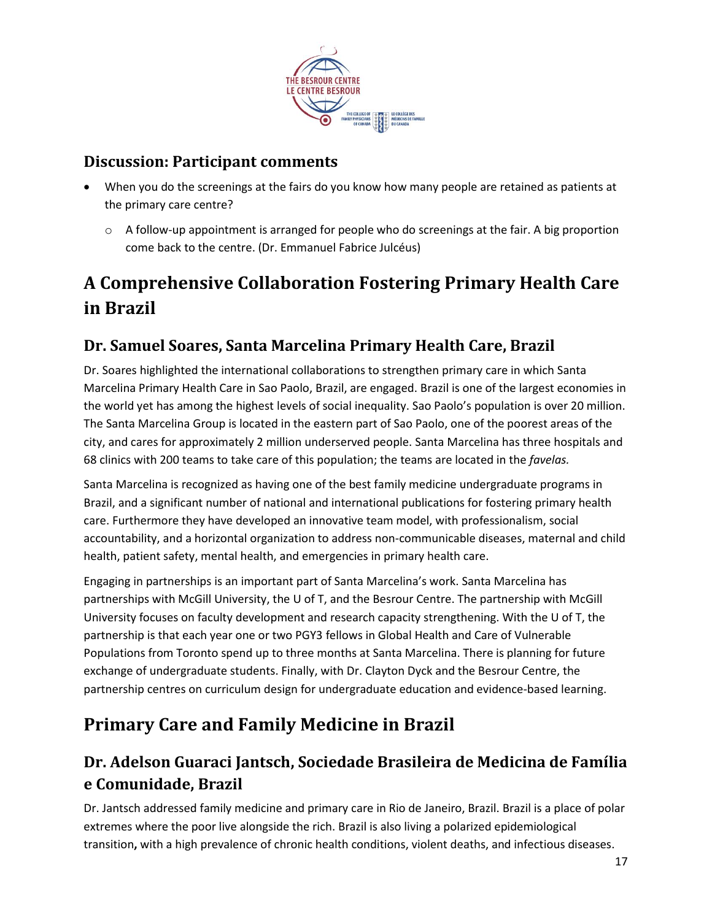## Discussion: Participant comments

- When you do the screenings at the fairs do you know how many people are retained as patients at the primary care centre?
  - A follow-up appointment is arranged for people who do screenings at the fair. A big proportion come back to the centre. (Dr. Emmanuel Fabrice Julcéus)

# A Comprehensive Collaboration Fostering Primary Health Care in Brazil

## Dr. Samuel Soares, Santa Marcelina Primary Health Care, Brazil

Dr. Soares highlighted the international collaborations to strengthen primary care in which Santa Marcelina Primary Health Care in Sao Paolo, Brazil, are engaged. Brazil is one of the largest economies in the world yet has among the highest levels of social inequality. Sao Paolo's population is over 20 million. The Santa Marcelina Group is located in the eastern part of Sao Paolo, one of the poorest areas of the city, and cares for approximately 2 million underserved people. Santa Marcelina has three hospitals and 68 clinics with 200 teams to take care of this population; the teams are located in the *favelas.*

Santa Marcelina is recognized as having one of the best family medicine undergraduate programs in Brazil, and a significant number of national and international publications for fostering primary health care. Furthermore they have developed an innovative team model, with professionalism, social accountability, and a horizontal organization to address non-communicable diseases, maternal and child health, patient safety, mental health, and emergencies in primary health care.

Engaging in partnerships is an important part of Santa Marcelina's work. Santa Marcelina has partnerships with McGill University, the U of T, and the Besrour Centre. The partnership with McGill University focuses on faculty development and research capacity strengthening. With the U of T, the partnership is that each year one or two PGY3 fellows in Global Health and Care of Vulnerable Populations from Toronto spend up to three months at Santa Marcelina. There is planning for future exchange of undergraduate students. Finally, with Dr. Clayton Dyck and the Besrour Centre, the partnership centres on curriculum design for undergraduate education and evidence-based learning.

# Primary Care and Family Medicine in Brazil

## Dr. Adelson Guaraci Jantsch, Sociedade Brasileira de Medicina de Família e Comunidade, Brazil

Dr. Jantsch addressed family medicine and primary care in Rio de Janeiro, Brazil. Brazil is a place of polar extremes where the poor live alongside the rich. Brazil is also living a polarized epidemiological transition**,** with a high prevalence of chronic health conditions, violent deaths, and infectious diseases.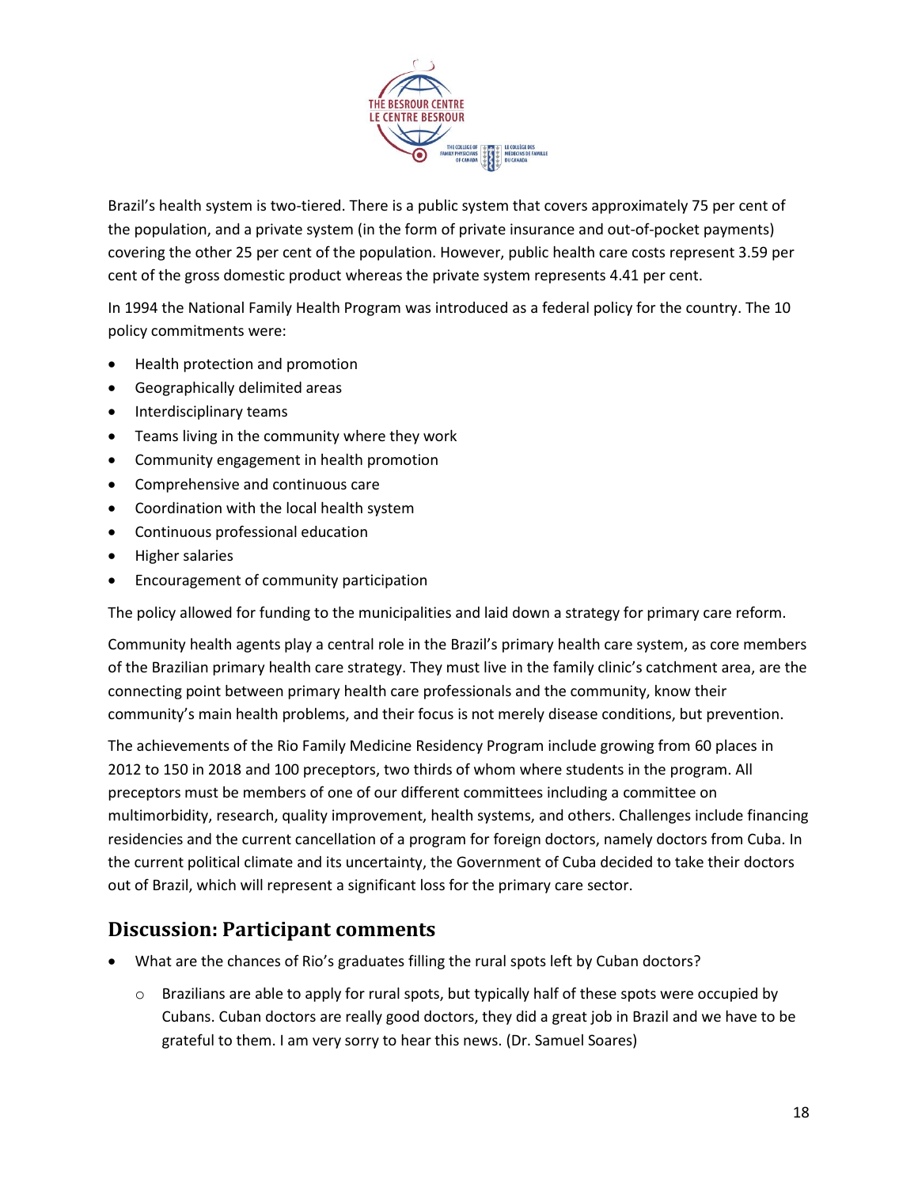Brazil's health system is two-tiered. There is a public system that covers approximately 75 per cent of the population, and a private system (in the form of private insurance and out-of-pocket payments) covering the other 25 per cent of the population. However, public health care costs represent 3.59 per cent of the gross domestic product whereas the private system represents 4.41 per cent.

In 1994 the National Family Health Program was introduced as a federal policy for the country. The 10 policy commitments were:

- Health protection and promotion
- Geographically delimited areas
- Interdisciplinary teams
- Teams living in the community where they work
- Community engagement in health promotion
- Comprehensive and continuous care
- Coordination with the local health system
- Continuous professional education
- Higher salaries
- Encouragement of community participation

The policy allowed for funding to the municipalities and laid down a strategy for primary care reform.

Community health agents play a central role in the Brazil's primary health care system, as core members of the Brazilian primary health care strategy. They must live in the family clinic's catchment area, are the connecting point between primary health care professionals and the community, know their community's main health problems, and their focus is not merely disease conditions, but prevention.

The achievements of the Rio Family Medicine Residency Program include growing from 60 places in 2012 to 150 in 2018 and 100 preceptors, two thirds of whom where students in the program. All preceptors must be members of one of our different committees including a committee on multimorbidity, research, quality improvement, health systems, and others. Challenges include financing residencies and the current cancellation of a program for foreign doctors, namely doctors from Cuba. In the current political climate and its uncertainty, the Government of Cuba decided to take their doctors out of Brazil, which will represent a significant loss for the primary care sector.

## Discussion: Participant comments

- What are the chances of Rio's graduates filling the rural spots left by Cuban doctors?
    - Brazilians are able to apply for rural spots, but typically half of these spots were occupied by Cubans. Cuban doctors are really good doctors, they did a great job in Brazil and we have to be grateful to them. I am very sorry to hear this news. (Dr. Samuel Soares)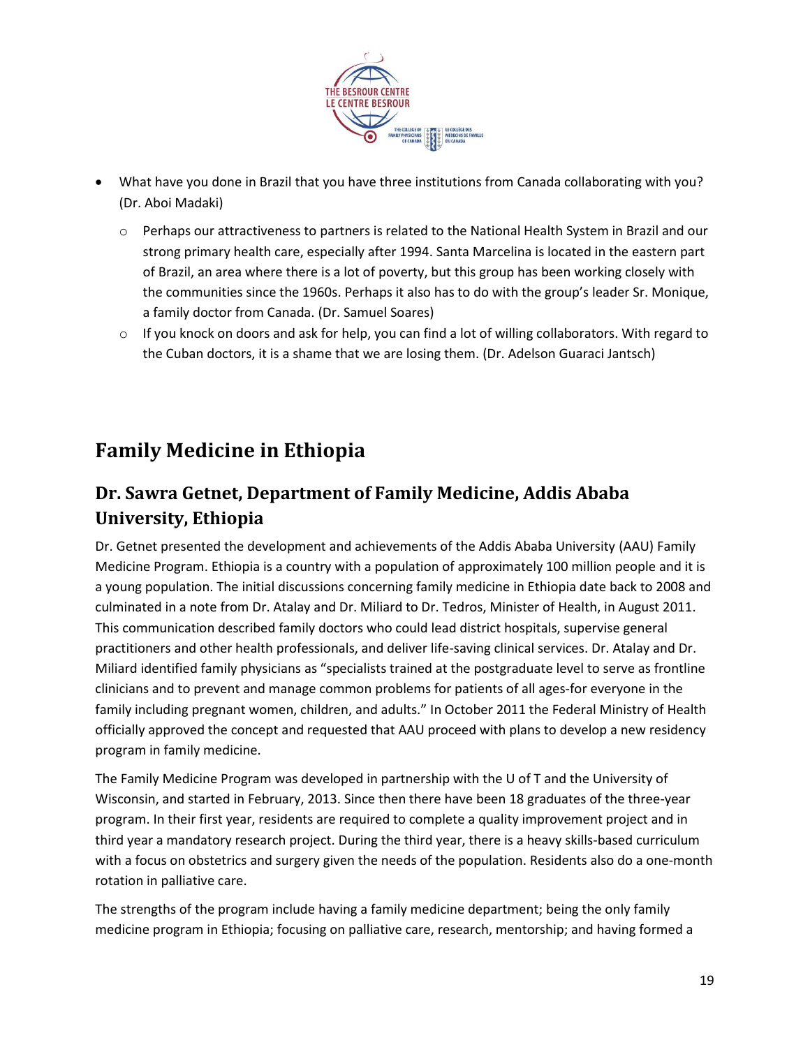- What have you done in Brazil that you have three institutions from Canada collaborating with you? (Dr. Aboi Madaki)
    - Perhaps our attractiveness to partners is related to the National Health System in Brazil and our strong primary health care, especially after 1994. Santa Marcelina is located in the eastern part of Brazil, an area where there is a lot of poverty, but this group has been working closely with the communities since the 1960s. Perhaps it also has to do with the group's leader Sr. Monique, a family doctor from Canada. (Dr. Samuel Soares)
    - If you knock on doors and ask for help, you can find a lot of willing collaborators. With regard to the Cuban doctors, it is a shame that we are losing them. (Dr. Adelson Guaraci Jantsch)

# Family Medicine in Ethiopia

## Dr. Sawra Getnet, Department of Family Medicine, Addis Ababa University, Ethiopia

Dr. Getnet presented the development and achievements of the Addis Ababa University (AAU) Family Medicine Program. Ethiopia is a country with a population of approximately 100 million people and it is a young population. The initial discussions concerning family medicine in Ethiopia date back to 2008 and culminated in a note from Dr. Atalay and Dr. Miliard to Dr. Tedros, Minister of Health, in August 2011. This communication described family doctors who could lead district hospitals, supervise general practitioners and other health professionals, and deliver life-saving clinical services. Dr. Atalay and Dr. Miliard identified family physicians as "specialists trained at the postgraduate level to serve as frontline clinicians and to prevent and manage common problems for patients of all ages-for everyone in the family including pregnant women, children, and adults." In October 2011 the Federal Ministry of Health officially approved the concept and requested that AAU proceed with plans to develop a new residency program in family medicine.

The Family Medicine Program was developed in partnership with the U of T and the University of Wisconsin, and started in February, 2013. Since then there have been 18 graduates of the three-year program. In their first year, residents are required to complete a quality improvement project and in third year a mandatory research project. During the third year, there is a heavy skills-based curriculum with a focus on obstetrics and surgery given the needs of the population. Residents also do a one-month rotation in palliative care.

The strengths of the program include having a family medicine department; being the only family medicine program in Ethiopia; focusing on palliative care, research, mentorship; and having formed a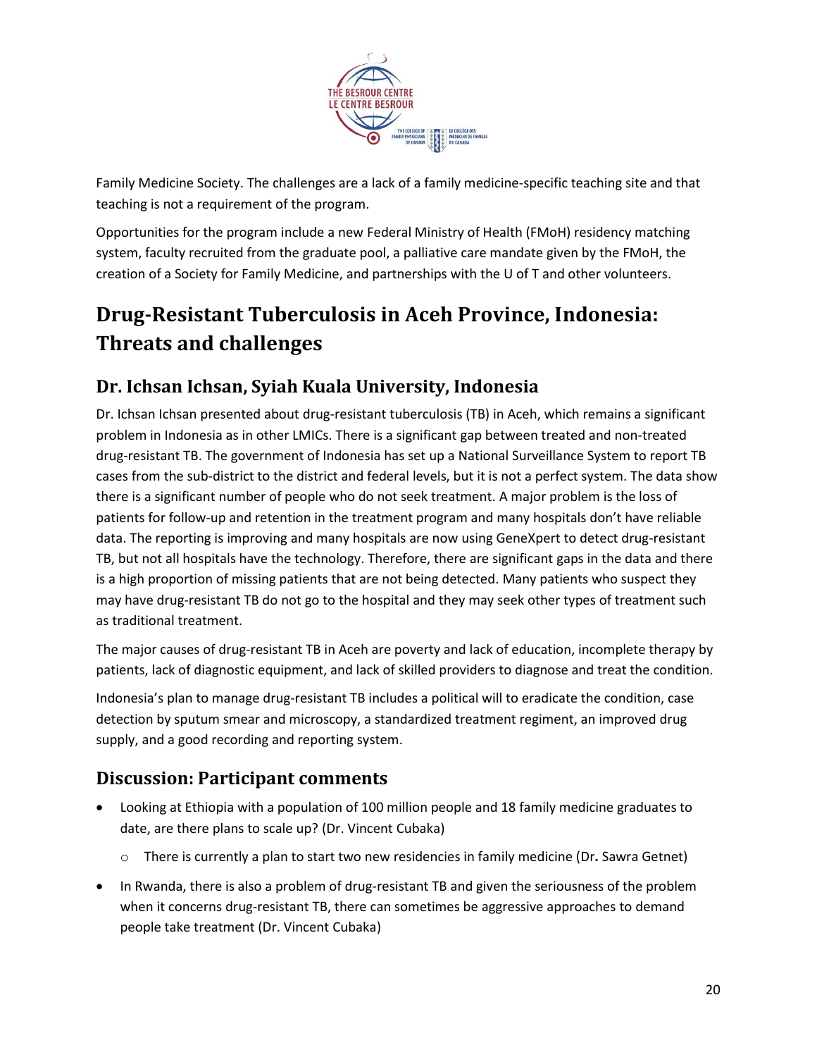Family Medicine Society. The challenges are a lack of a family medicine-specific teaching site and that teaching is not a requirement of the program.

Opportunities for the program include a new Federal Ministry of Health (FMoH) residency matching system, faculty recruited from the graduate pool, a palliative care mandate given by the FMoH, the creation of a Society for Family Medicine, and partnerships with the U of T and other volunteers.

# Drug-Resistant Tuberculosis in Aceh Province, Indonesia: Threats and challenges

## Dr. Ichsan Ichsan, Syiah Kuala University, Indonesia

Dr. Ichsan Ichsan presented about drug-resistant tuberculosis (TB) in Aceh, which remains a significant problem in Indonesia as in other LMICs. There is a significant gap between treated and non-treated drug-resistant TB. The government of Indonesia has set up a National Surveillance System to report TB cases from the sub-district to the district and federal levels, but it is not a perfect system. The data show there is a significant number of people who do not seek treatment. A major problem is the loss of patients for follow-up and retention in the treatment program and many hospitals don't have reliable data. The reporting is improving and many hospitals are now using GeneXpert to detect drug-resistant TB, but not all hospitals have the technology. Therefore, there are significant gaps in the data and there is a high proportion of missing patients that are not being detected. Many patients who suspect they may have drug-resistant TB do not go to the hospital and they may seek other types of treatment such as traditional treatment.

The major causes of drug-resistant TB in Aceh are poverty and lack of education, incomplete therapy by patients, lack of diagnostic equipment, and lack of skilled providers to diagnose and treat the condition.

Indonesia's plan to manage drug-resistant TB includes a political will to eradicate the condition, case detection by sputum smear and microscopy, a standardized treatment regiment, an improved drug supply, and a good recording and reporting system.

## Discussion: Participant comments

- Looking at Ethiopia with a population of 100 million people and 18 family medicine graduates to date, are there plans to scale up? (Dr. Vincent Cubaka)
  - There is currently a plan to start two new residencies in family medicine (Dr. Sawra Getnet)
- In Rwanda, there is also a problem of drug-resistant TB and given the seriousness of the problem when it concerns drug-resistant TB, there can sometimes be aggressive approaches to demand people take treatment (Dr. Vincent Cubaka)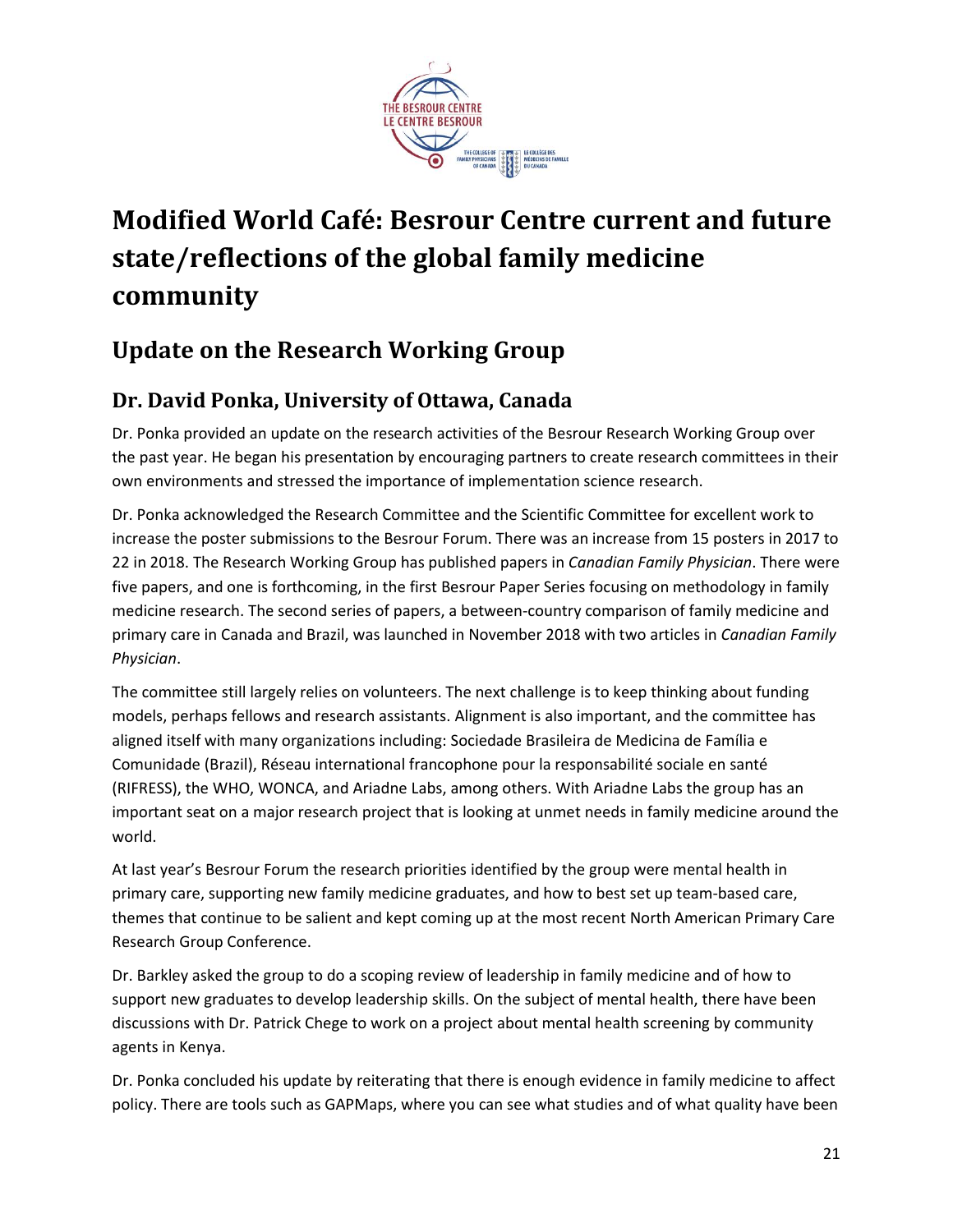# Modified World Café: Besrour Centre current and future state/reflections of the global family medicine community

## Update on the Research Working Group

### Dr. David Ponka, University of Ottawa, Canada

Dr. Ponka provided an update on the research activities of the Besrour Research Working Group over the past year. He began his presentation by encouraging partners to create research committees in their own environments and stressed the importance of implementation science research.

Dr. Ponka acknowledged the Research Committee and the Scientific Committee for excellent work to increase the poster submissions to the Besrour Forum. There was an increase from 15 posters in 2017 to 22 in 2018. The Research Working Group has published papers in *Canadian Family Physician*. There were five papers, and one is forthcoming, in the first Besrour Paper Series focusing on methodology in family medicine research. The second series of papers, a between-country comparison of family medicine and primary care in Canada and Brazil, was launched in November 2018 with two articles in *Canadian Family Physician*.

The committee still largely relies on volunteers. The next challenge is to keep thinking about funding models, perhaps fellows and research assistants. Alignment is also important, and the committee has aligned itself with many organizations including: Sociedade Brasileira de Medicina de Família e Comunidade (Brazil), Réseau international francophone pour la responsabilité sociale en santé (RIFRESS), the WHO, WONCA, and Ariadne Labs, among others. With Ariadne Labs the group has an important seat on a major research project that is looking at unmet needs in family medicine around the world.

At last year's Besrour Forum the research priorities identified by the group were mental health in primary care, supporting new family medicine graduates, and how to best set up team-based care, themes that continue to be salient and kept coming up at the most recent North American Primary Care Research Group Conference.

Dr. Barkley asked the group to do a scoping review of leadership in family medicine and of how to support new graduates to develop leadership skills. On the subject of mental health, there have been discussions with Dr. Patrick Chege to work on a project about mental health screening by community agents in Kenya.

Dr. Ponka concluded his update by reiterating that there is enough evidence in family medicine to affect policy. There are tools such as GAPMaps, where you can see what studies and of what quality have been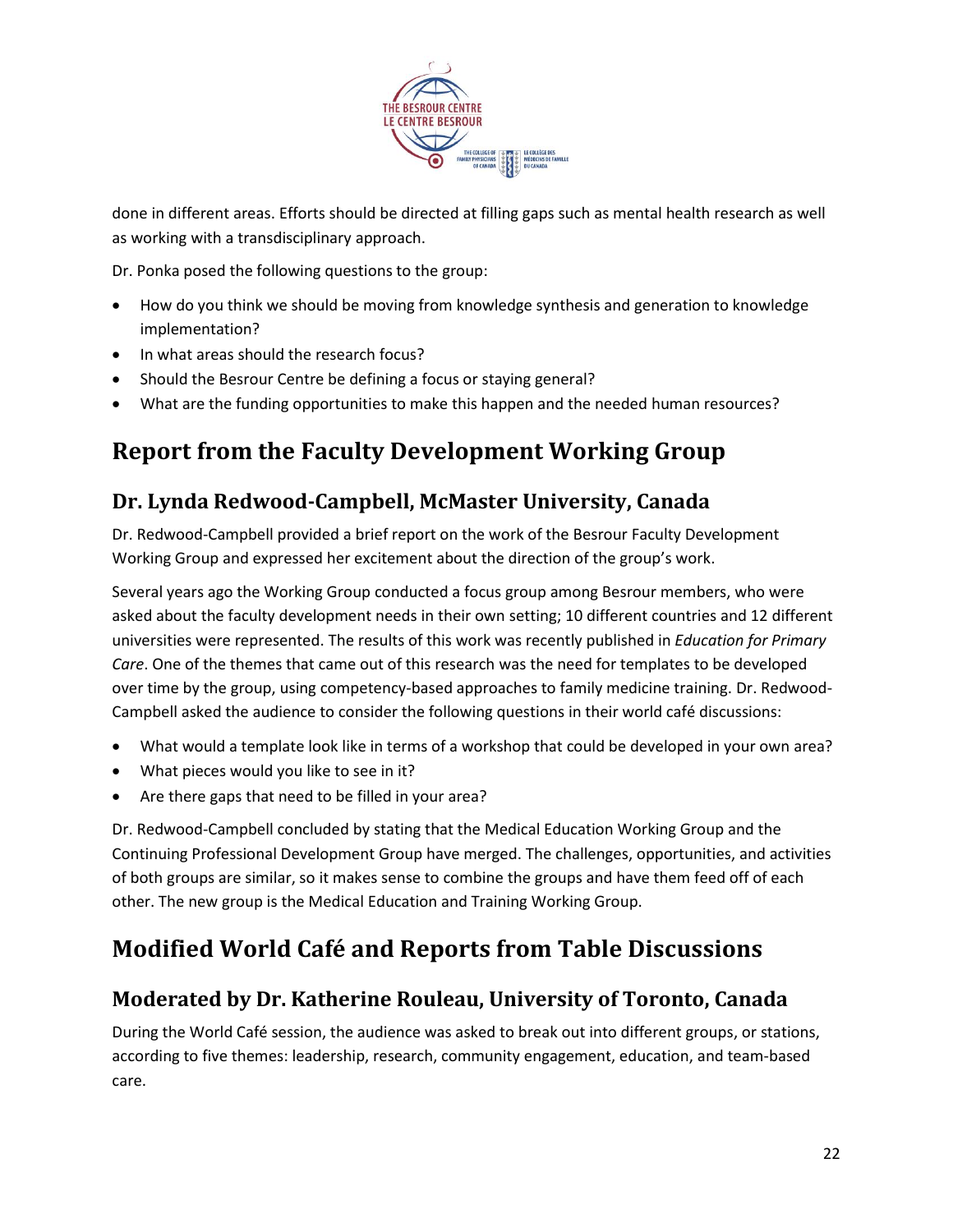done in different areas. Efforts should be directed at filling gaps such as mental health research as well as working with a transdisciplinary approach.

Dr. Ponka posed the following questions to the group:

- How do you think we should be moving from knowledge synthesis and generation to knowledge implementation?
- In what areas should the research focus?
- Should the Besrour Centre be defining a focus or staying general?
- What are the funding opportunities to make this happen and the needed human resources?

# Report from the Faculty Development Working Group

## Dr. Lynda Redwood-Campbell, McMaster University, Canada

Dr. Redwood-Campbell provided a brief report on the work of the Besrour Faculty Development Working Group and expressed her excitement about the direction of the group's work.

Several years ago the Working Group conducted a focus group among Besrour members, who were asked about the faculty development needs in their own setting; 10 different countries and 12 different universities were represented. The results of this work was recently published in *Education for Primary Care*. One of the themes that came out of this research was the need for templates to be developed over time by the group, using competency-based approaches to family medicine training. Dr. Redwood-Campbell asked the audience to consider the following questions in their world café discussions:

- What would a template look like in terms of a workshop that could be developed in your own area?
- What pieces would you like to see in it?
- Are there gaps that need to be filled in your area?

Dr. Redwood-Campbell concluded by stating that the Medical Education Working Group and the Continuing Professional Development Group have merged. The challenges, opportunities, and activities of both groups are similar, so it makes sense to combine the groups and have them feed off of each other. The new group is the Medical Education and Training Working Group.

# Modified World Café and Reports from Table Discussions

## Moderated by Dr. Katherine Rouleau, University of Toronto, Canada

During the World Café session, the audience was asked to break out into different groups, or stations, according to five themes: leadership, research, community engagement, education, and team-based care.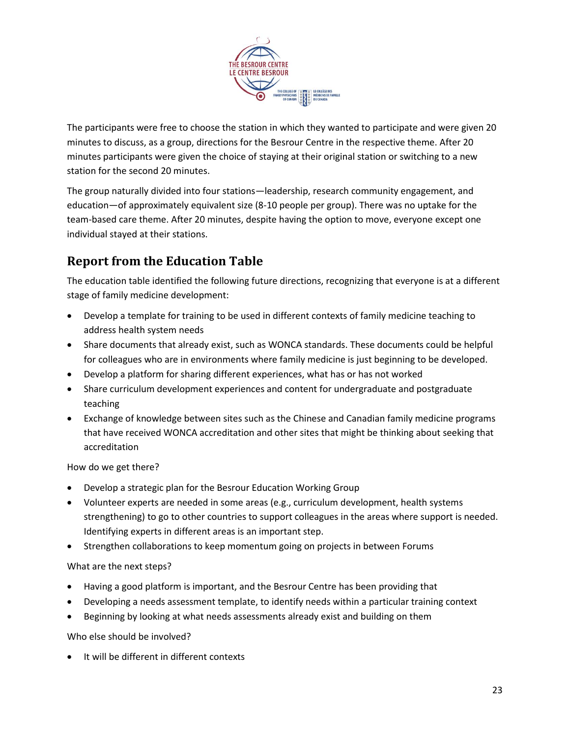The participants were free to choose the station in which they wanted to participate and were given 20 minutes to discuss, as a group, directions for the Besrour Centre in the respective theme. After 20 minutes participants were given the choice of staying at their original station or switching to a new station for the second 20 minutes.

The group naturally divided into four stations—leadership, research community engagement, and education—of approximately equivalent size (8-10 people per group). There was no uptake for the team-based care theme. After 20 minutes, despite having the option to move, everyone except one individual stayed at their stations.

## Report from the Education Table

The education table identified the following future directions, recognizing that everyone is at a different stage of family medicine development:

- Develop a template for training to be used in different contexts of family medicine teaching to address health system needs
- Share documents that already exist, such as WONCA standards. These documents could be helpful for colleagues who are in environments where family medicine is just beginning to be developed.
- Develop a platform for sharing different experiences, what has or has not worked
- Share curriculum development experiences and content for undergraduate and postgraduate teaching
- Exchange of knowledge between sites such as the Chinese and Canadian family medicine programs that have received WONCA accreditation and other sites that might be thinking about seeking that accreditation

How do we get there?

- Develop a strategic plan for the Besrour Education Working Group
- Volunteer experts are needed in some areas (e.g., curriculum development, health systems strengthening) to go to other countries to support colleagues in the areas where support is needed. Identifying experts in different areas is an important step.
- Strengthen collaborations to keep momentum going on projects in between Forums

What are the next steps?

- Having a good platform is important, and the Besrour Centre has been providing that
- Developing a needs assessment template, to identify needs within a particular training context
- Beginning by looking at what needs assessments already exist and building on them

Who else should be involved?

- It will be different in different contexts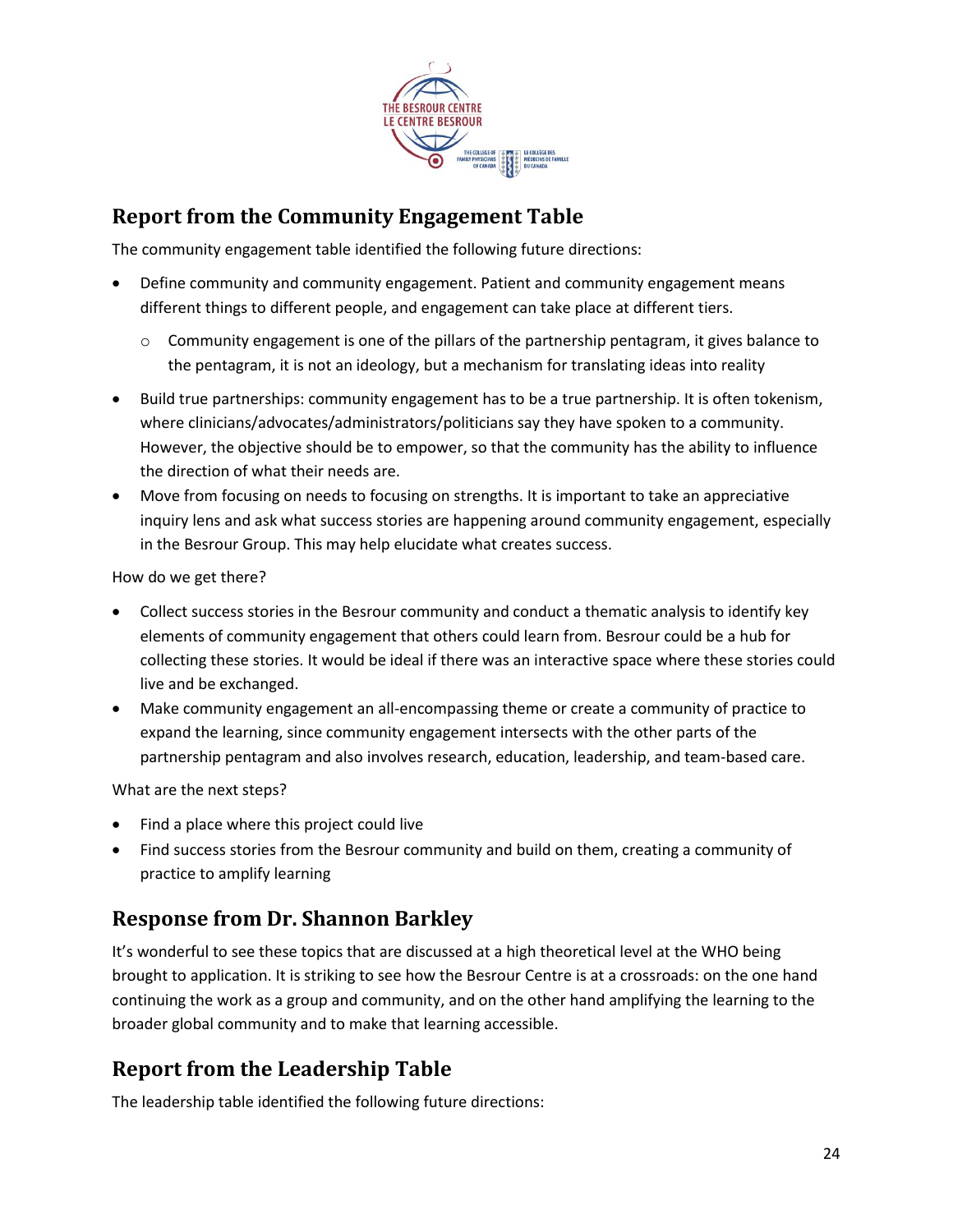## Report from the Community Engagement Table

The community engagement table identified the following future directions:

- Define community and community engagement. Patient and community engagement means different things to different people, and engagement can take place at different tiers.
  - Community engagement is one of the pillars of the partnership pentagram, it gives balance to the pentagram, it is not an ideology, but a mechanism for translating ideas into reality
- Build true partnerships: community engagement has to be a true partnership. It is often tokenism, where clinicians/advocates/administrators/politicians say they have spoken to a community. However, the objective should be to empower, so that the community has the ability to influence the direction of what their needs are.
- Move from focusing on needs to focusing on strengths. It is important to take an appreciative inquiry lens and ask what success stories are happening around community engagement, especially in the Besrour Group. This may help elucidate what creates success.

How do we get there?

- Collect success stories in the Besrour community and conduct a thematic analysis to identify key elements of community engagement that others could learn from. Besrour could be a hub for collecting these stories. It would be ideal if there was an interactive space where these stories could live and be exchanged.
- Make community engagement an all-encompassing theme or create a community of practice to expand the learning, since community engagement intersects with the other parts of the partnership pentagram and also involves research, education, leadership, and team-based care.

What are the next steps?

- Find a place where this project could live
- Find success stories from the Besrour community and build on them, creating a community of practice to amplify learning

## Response from Dr. Shannon Barkley

It's wonderful to see these topics that are discussed at a high theoretical level at the WHO being brought to application. It is striking to see how the Besrour Centre is at a crossroads: on the one hand continuing the work as a group and community, and on the other hand amplifying the learning to the broader global community and to make that learning accessible.

## Report from the Leadership Table

The leadership table identified the following future directions: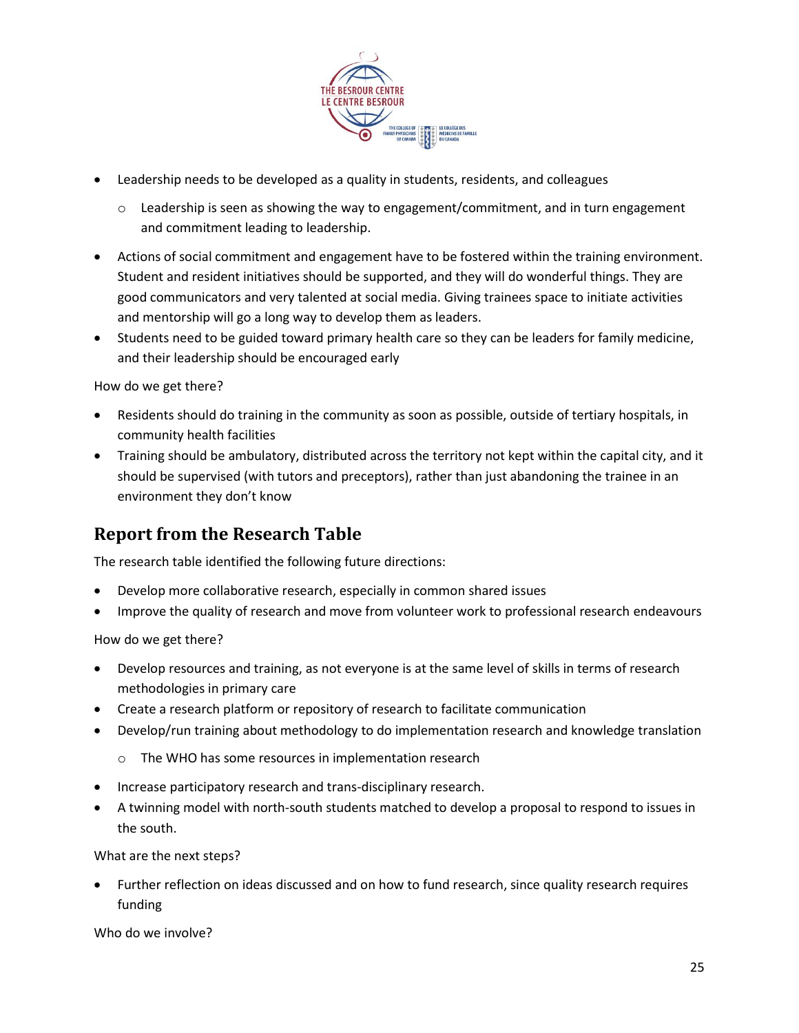- Leadership needs to be developed as a quality in students, residents, and colleagues
  - Leadership is seen as showing the way to engagement/commitment, and in turn engagement and commitment leading to leadership.
- Actions of social commitment and engagement have to be fostered within the training environment. Student and resident initiatives should be supported, and they will do wonderful things. They are good communicators and very talented at social media. Giving trainees space to initiate activities and mentorship will go a long way to develop them as leaders.
- Students need to be guided toward primary health care so they can be leaders for family medicine, and their leadership should be encouraged early

How do we get there?

- Residents should do training in the community as soon as possible, outside of tertiary hospitals, in community health facilities
- Training should be ambulatory, distributed across the territory not kept within the capital city, and it should be supervised (with tutors and preceptors), rather than just abandoning the trainee in an environment they don't know

## Report from the Research Table

The research table identified the following future directions:

- Develop more collaborative research, especially in common shared issues
- Improve the quality of research and move from volunteer work to professional research endeavours

How do we get there?

- Develop resources and training, as not everyone is at the same level of skills in terms of research methodologies in primary care
- Create a research platform or repository of research to facilitate communication
- Develop/run training about methodology to do implementation research and knowledge translation
  - The WHO has some resources in implementation research
- Increase participatory research and trans-disciplinary research.
- A twinning model with north-south students matched to develop a proposal to respond to issues in the south.

What are the next steps?

- Further reflection on ideas discussed and on how to fund research, since quality research requires funding

Who do we involve?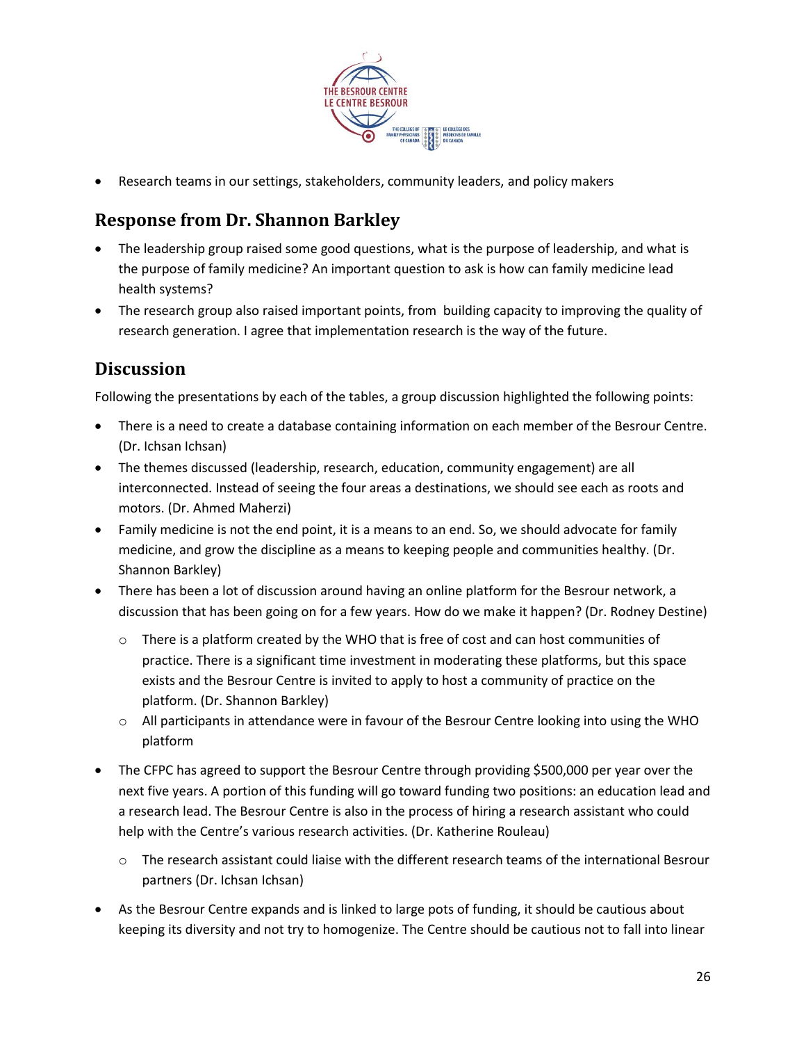- Research teams in our settings, stakeholders, community leaders, and policy makers

## Response from Dr. Shannon Barkley

- The leadership group raised some good questions, what is the purpose of leadership, and what is the purpose of family medicine? An important question to ask is how can family medicine lead health systems?
- The research group also raised important points, from building capacity to improving the quality of research generation. I agree that implementation research is the way of the future.

## Discussion

Following the presentations by each of the tables, a group discussion highlighted the following points:

- There is a need to create a database containing information on each member of the Besrour Centre. (Dr. Ichsan Ichsan)
- The themes discussed (leadership, research, education, community engagement) are all interconnected. Instead of seeing the four areas a destinations, we should see each as roots and motors. (Dr. Ahmed Maherzi)
- Family medicine is not the end point, it is a means to an end. So, we should advocate for family medicine, and grow the discipline as a means to keeping people and communities healthy. (Dr. Shannon Barkley)
- There has been a lot of discussion around having an online platform for the Besrour network, a discussion that has been going on for a few years. How do we make it happen? (Dr. Rodney Destine)
    - There is a platform created by the WHO that is free of cost and can host communities of practice. There is a significant time investment in moderating these platforms, but this space exists and the Besrour Centre is invited to apply to host a community of practice on the platform. (Dr. Shannon Barkley)
    - All participants in attendance were in favour of the Besrour Centre looking into using the WHO platform
- The CFPC has agreed to support the Besrour Centre through providing $500,000 per year over the next five years. A portion of this funding will go toward funding two positions: an education lead and a research lead. The Besrour Centre is also in the process of hiring a research assistant who could help with the Centre's various research activities. (Dr. Katherine Rouleau)
    - The research assistant could liaise with the different research teams of the international Besrour partners (Dr. Ichsan Ichsan)
- As the Besrour Centre expands and is linked to large pots of funding, it should be cautious about keeping its diversity and not try to homogenize. The Centre should be cautious not to fall into linear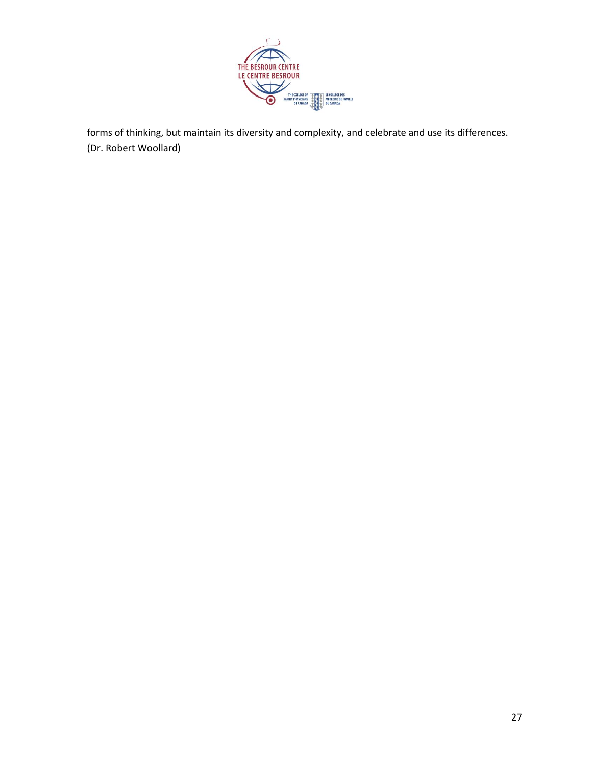forms of thinking, but maintain its diversity and complexity, and celebrate and use its differences. (Dr. Robert Woollard)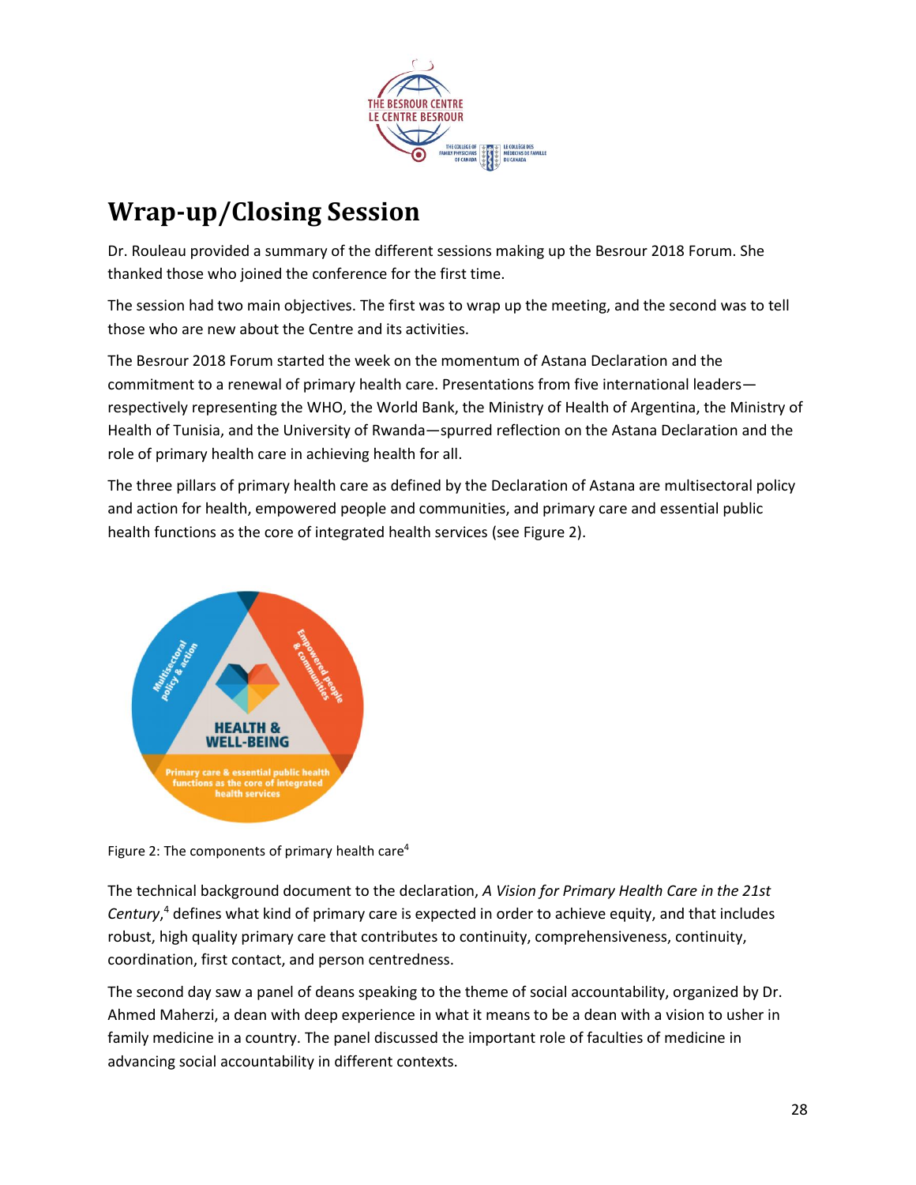## Wrap-up/Closing Session

Dr. Rouleau provided a summary of the different sessions making up the Besrour 2018 Forum. She thanked those who joined the conference for the first time.

The session had two main objectives. The first was to wrap up the meeting, and the second was to tell those who are new about the Centre and its activities.

The Besrour 2018 Forum started the week on the momentum of Astana Declaration and the commitment to a renewal of primary health care. Presentations from five international leaders—respectively representing the WHO, the World Bank, the Ministry of Health of Argentina, the Ministry of Health of Tunisia, and the University of Rwanda—spurred reflection on the Astana Declaration and the role of primary health care in achieving health for all.

The three pillars of primary health care as defined by the Declaration of Astana are multisectoral policy and action for health, empowered people and communities, and primary care and essential public health functions as the core of integrated health services (see Figure 2).

Figure 2: The components of primary health care[4]

The technical background document to the declaration, *A Vision for Primary Health Care in the 21st Century*,[4] defines what kind of primary care is expected in order to achieve equity, and that includes robust, high quality primary care that contributes to continuity, comprehensiveness, continuity, coordination, first contact, and person centredness.

The second day saw a panel of deans speaking to the theme of social accountability, organized by Dr. Ahmed Maherzi, a dean with deep experience in what it means to be a dean with a vision to usher in family medicine in a country. The panel discussed the important role of faculties of medicine in advancing social accountability in different contexts.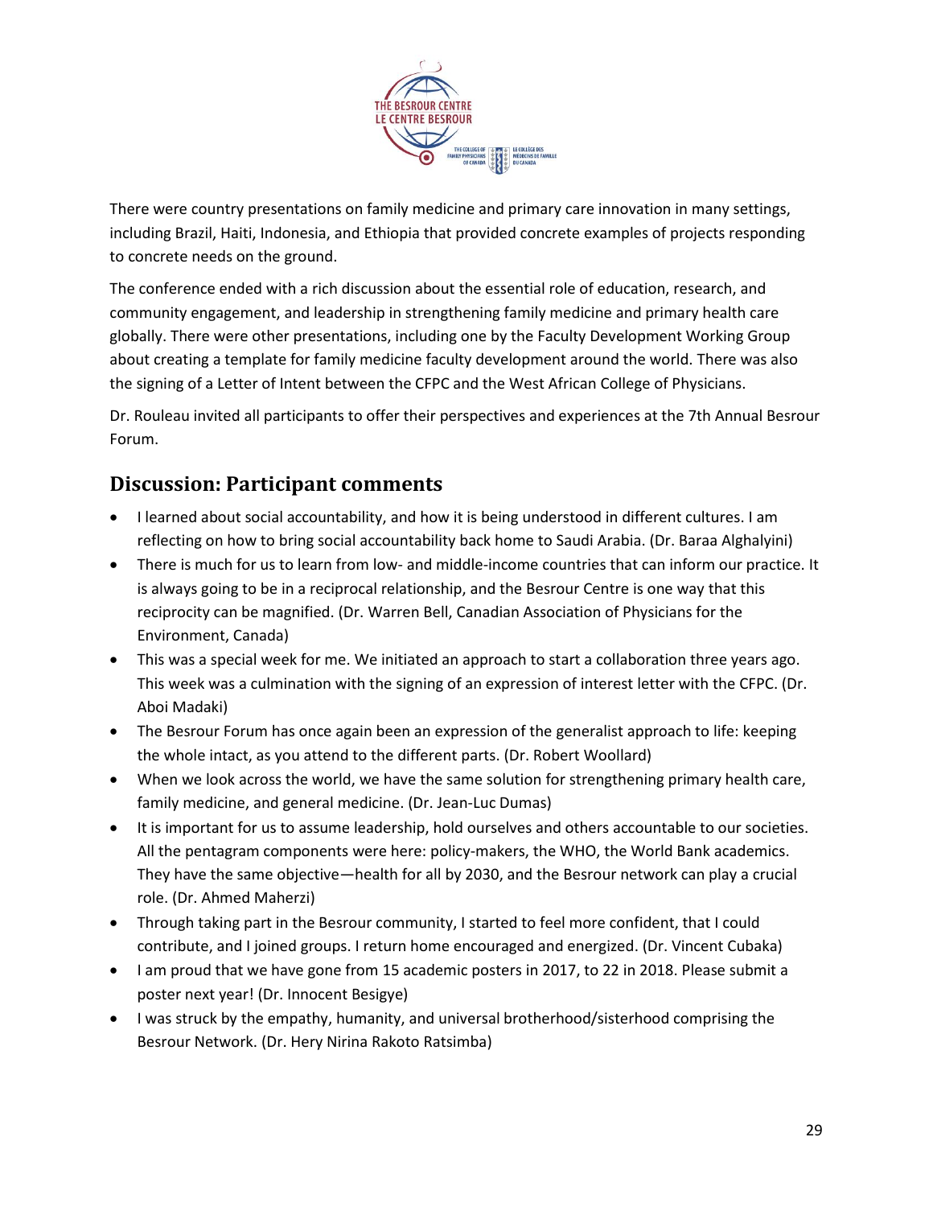There were country presentations on family medicine and primary care innovation in many settings, including Brazil, Haiti, Indonesia, and Ethiopia that provided concrete examples of projects responding to concrete needs on the ground.

The conference ended with a rich discussion about the essential role of education, research, and community engagement, and leadership in strengthening family medicine and primary health care globally. There were other presentations, including one by the Faculty Development Working Group about creating a template for family medicine faculty development around the world. There was also the signing of a Letter of Intent between the CFPC and the West African College of Physicians.

Dr. Rouleau invited all participants to offer their perspectives and experiences at the 7th Annual Besrour Forum.

## Discussion: Participant comments

- I learned about social accountability, and how it is being understood in different cultures. I am reflecting on how to bring social accountability back home to Saudi Arabia. (Dr. Baraa Alghalyini)
- There is much for us to learn from low- and middle-income countries that can inform our practice. It is always going to be in a reciprocal relationship, and the Besrour Centre is one way that this reciprocity can be magnified. (Dr. Warren Bell, Canadian Association of Physicians for the Environment, Canada)
- This was a special week for me. We initiated an approach to start a collaboration three years ago. This week was a culmination with the signing of an expression of interest letter with the CFPC. (Dr. Aboi Madaki)
- The Besrour Forum has once again been an expression of the generalist approach to life: keeping the whole intact, as you attend to the different parts. (Dr. Robert Woollard)
- When we look across the world, we have the same solution for strengthening primary health care, family medicine, and general medicine. (Dr. Jean-Luc Dumas)
- It is important for us to assume leadership, hold ourselves and others accountable to our societies. All the pentagram components were here: policy-makers, the WHO, the World Bank academics. They have the same objective—health for all by 2030, and the Besrour network can play a crucial role. (Dr. Ahmed Maherzi)
- Through taking part in the Besrour community, I started to feel more confident, that I could contribute, and I joined groups. I return home encouraged and energized. (Dr. Vincent Cubaka)
- I am proud that we have gone from 15 academic posters in 2017, to 22 in 2018. Please submit a poster next year! (Dr. Innocent Besigye)
- I was struck by the empathy, humanity, and universal brotherhood/sisterhood comprising the Besrour Network. (Dr. Hery Nirina Rakoto Ratsimba)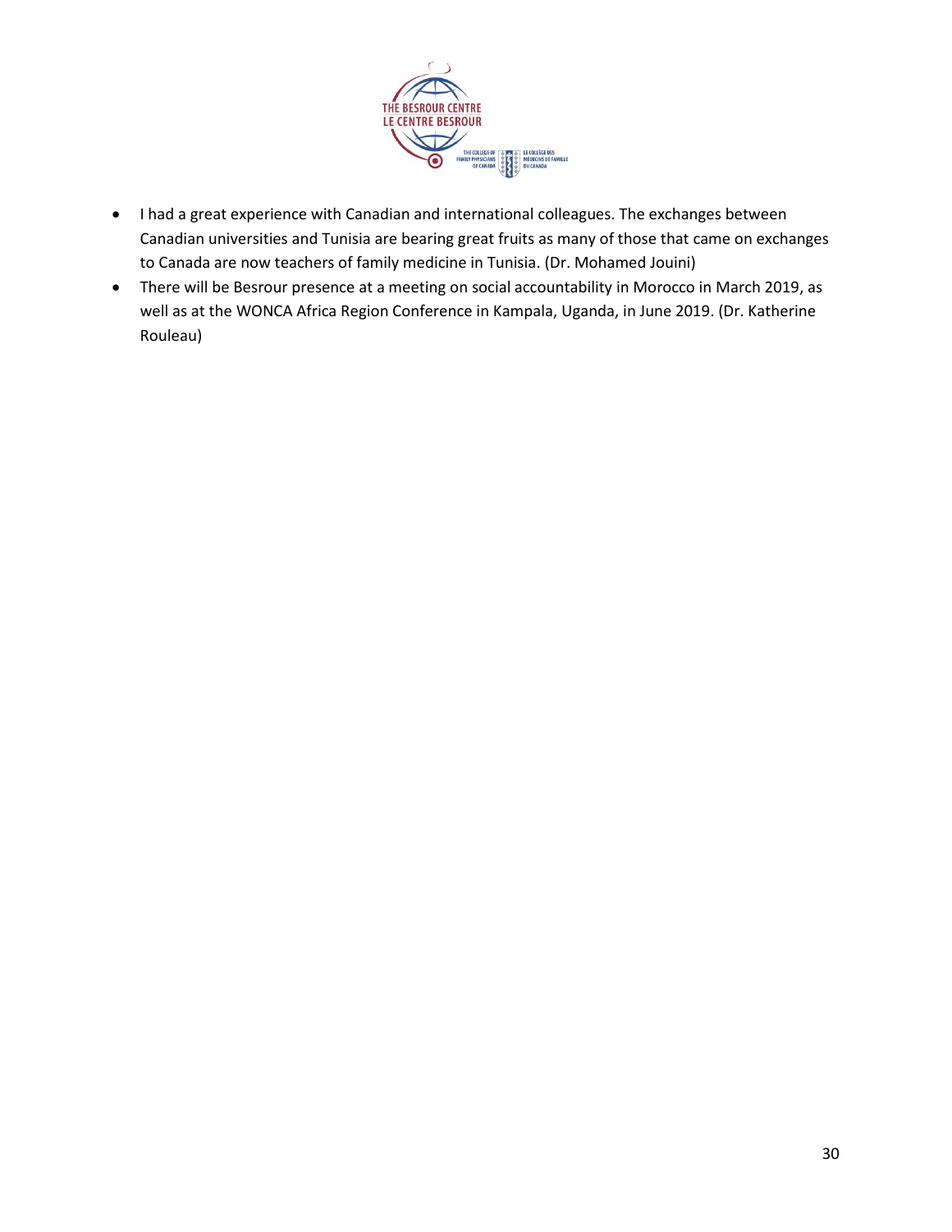- I had a great experience with Canadian and international colleagues. The exchanges between Canadian universities and Tunisia are bearing great fruits as many of those that came on exchanges to Canada are now teachers of family medicine in Tunisia. (Dr. Mohamed Jouini)
- There will be Besrour presence at a meeting on social accountability in Morocco in March 2019, as well as at the WONCA Africa Region Conference in Kampala, Uganda, in June 2019. (Dr. Katherine Rouleau)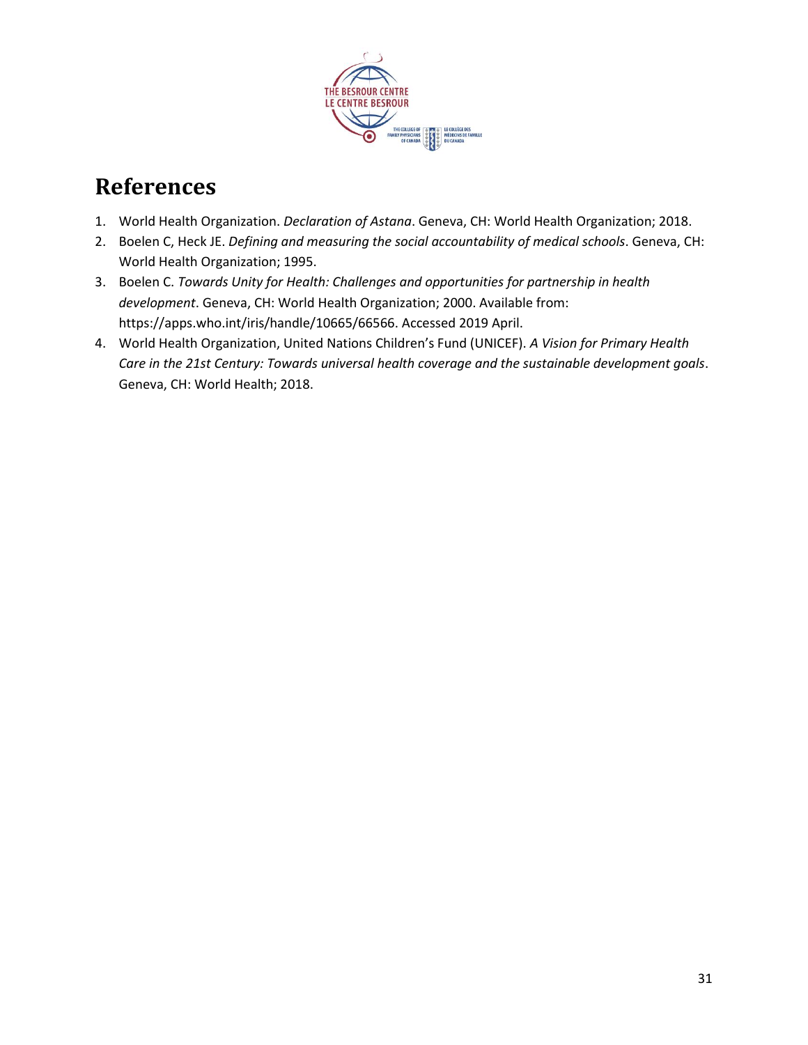# References

1. World Health Organization. *Declaration of Astana*. Geneva, CH: World Health Organization; 2018.
2. Boelen C, Heck JE. *Defining and measuring the social accountability of medical schools*. Geneva, CH: World Health Organization; 1995.
3. Boelen C. *Towards Unity for Health: Challenges and opportunities for partnership in health development*. Geneva, CH: World Health Organization; 2000. Available from: https://apps.who.int/iris/handle/10665/66566. Accessed 2019 April.
4. World Health Organization, United Nations Children's Fund (UNICEF). *A Vision for Primary Health Care in the 21st Century: Towards universal health coverage and the sustainable development goals*. Geneva, CH: World Health; 2018.